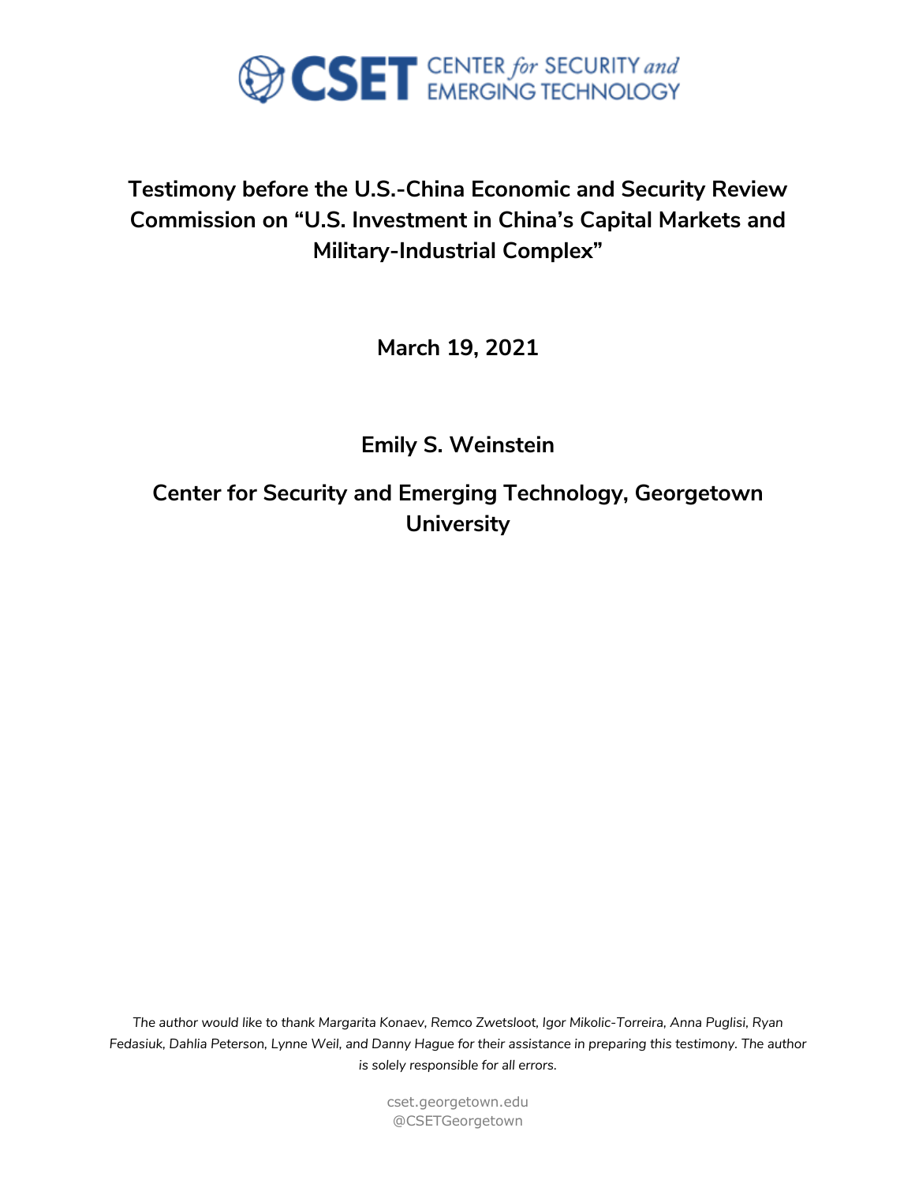CSET CENTER for SECURITY and EMERGING TECHNOLOGY

# Testimony before the U.S.-China Economic and Security Review Commission on "U.S. Investment in China's Capital Markets and Military-Industrial Complex"

**March 19, 2021**

**Emily S. Weinstein**

**Center for Security and Emerging Technology, Georgetown University**

*The author would like to thank Margarita Konaev, Remco Zwetsloot, Igor Mikolic-Torreira, Anna Puglisi, Ryan Fedasiuk, Dahlia Peterson, Lynne Weil, and Danny Hague for their assistance in preparing this testimony. The author is solely responsible for all errors.*

cset.georgetown.edu
@CSETGeorgetown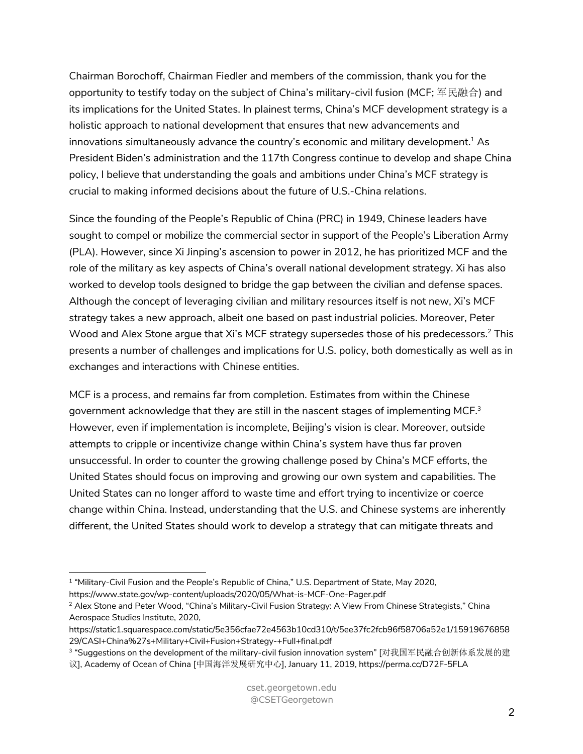Chairman Borochoff, Chairman Fiedler and members of the commission, thank you for the opportunity to testify today on the subject of China's military-civil fusion (MCF; 军民融合) and its implications for the United States. In plainest terms, China's MCF development strategy is a holistic approach to national development that ensures that new advancements and innovations simultaneously advance the country's economic and military development.[1] As President Biden's administration and the 117th Congress continue to develop and shape China policy, I believe that understanding the goals and ambitions under China's MCF strategy is crucial to making informed decisions about the future of U.S.-China relations.

Since the founding of the People's Republic of China (PRC) in 1949, Chinese leaders have sought to compel or mobilize the commercial sector in support of the People's Liberation Army (PLA). However, since Xi Jinping's ascension to power in 2012, he has prioritized MCF and the role of the military as key aspects of China's overall national development strategy. Xi has also worked to develop tools designed to bridge the gap between the civilian and defense spaces. Although the concept of leveraging civilian and military resources itself is not new, Xi's MCF strategy takes a new approach, albeit one based on past industrial policies. Moreover, Peter Wood and Alex Stone argue that Xi's MCF strategy supersedes those of his predecessors.[2] This presents a number of challenges and implications for U.S. policy, both domestically as well as in exchanges and interactions with Chinese entities.

MCF is a process, and remains far from completion. Estimates from within the Chinese government acknowledge that they are still in the nascent stages of implementing MCF.[3] However, even if implementation is incomplete, Beijing's vision is clear. Moreover, outside attempts to cripple or incentivize change within China's system have thus far proven unsuccessful. In order to counter the growing challenge posed by China's MCF efforts, the United States should focus on improving and growing our own system and capabilities. The United States can no longer afford to waste time and effort trying to incentivize or coerce change within China. Instead, understanding that the U.S. and Chinese systems are inherently different, the United States should work to develop a strategy that can mitigate threats and

---

[1] "Military-Civil Fusion and the People's Republic of China," U.S. Department of State, May 2020, https://www.state.gov/wp-content/uploads/2020/05/What-is-MCF-One-Pager.pdf

[2] Alex Stone and Peter Wood, "China's Military-Civil Fusion Strategy: A View From Chinese Strategists," China Aerospace Studies Institute, 2020, https://static1.squarespace.com/static/5e356cfae72e4563b10cd310/t/5ee37fc2fcb96f58706a52e1/1591967685829/CASI+China%27s+Military+Civil+Fusion+Strategy-+Full+final.pdf

[3] "Suggestions on the development of the military-civil fusion innovation system" [对我国军民融合创新体系发展的建议], Academy of Ocean of China [中国海洋发展研究中心], January 11, 2019, https://perma.cc/D72F-5FLA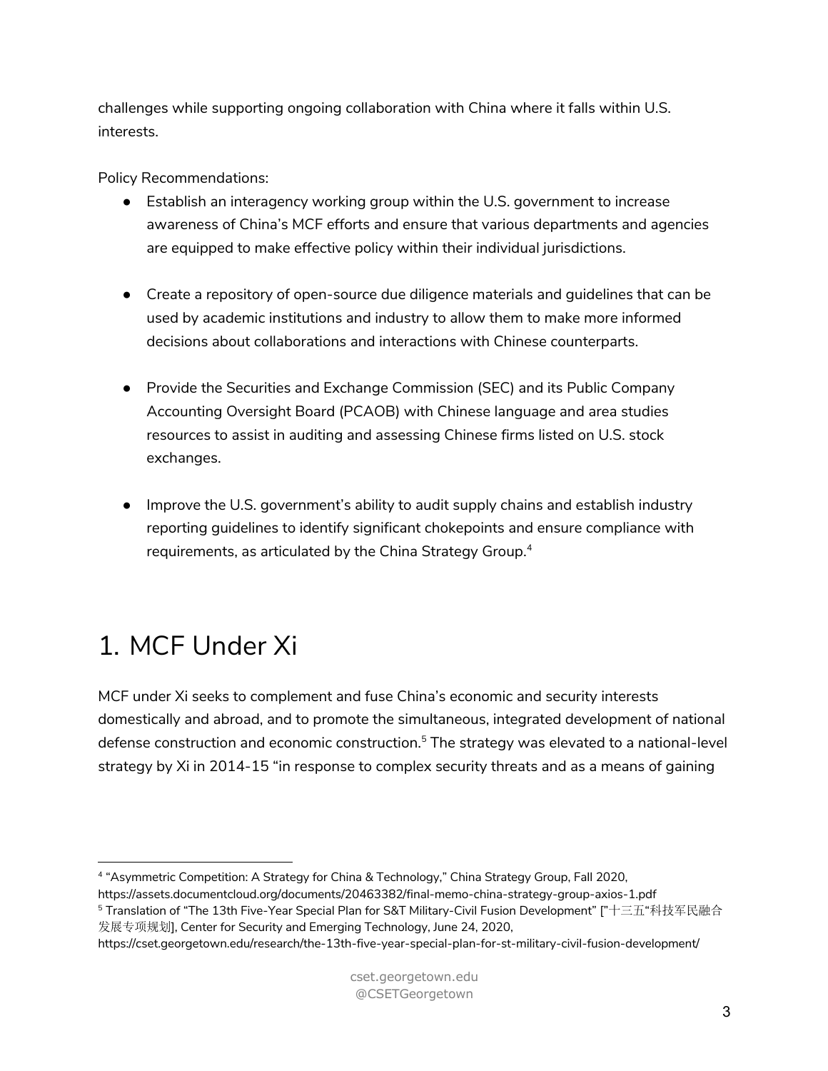challenges while supporting ongoing collaboration with China where it falls within U.S. interests.

Policy Recommendations:

- Establish an interagency working group within the U.S. government to increase awareness of China's MCF efforts and ensure that various departments and agencies are equipped to make effective policy within their individual jurisdictions.

- Create a repository of open-source due diligence materials and guidelines that can be used by academic institutions and industry to allow them to make more informed decisions about collaborations and interactions with Chinese counterparts.

- Provide the Securities and Exchange Commission (SEC) and its Public Company Accounting Oversight Board (PCAOB) with Chinese language and area studies resources to assist in auditing and assessing Chinese firms listed on U.S. stock exchanges.

- Improve the U.S. government's ability to audit supply chains and establish industry reporting guidelines to identify significant chokepoints and ensure compliance with requirements, as articulated by the China Strategy Group.[4]

# 1. MCF Under Xi

MCF under Xi seeks to complement and fuse China's economic and security interests domestically and abroad, and to promote the simultaneous, integrated development of national defense construction and economic construction.[5] The strategy was elevated to a national-level strategy by Xi in 2014-15 "in response to complex security threats and as a means of gaining

---

[4] "Asymmetric Competition: A Strategy for China & Technology," China Strategy Group, Fall 2020, https://assets.documentcloud.org/documents/20463382/final-memo-china-strategy-group-axios-1.pdf

[5] Translation of "The 13th Five-Year Special Plan for S&T Military-Civil Fusion Development" ["十三五"科技军民融合发展专项规划], Center for Security and Emerging Technology, June 24, 2020, https://cset.georgetown.edu/research/the-13th-five-year-special-plan-for-st-military-civil-fusion-development/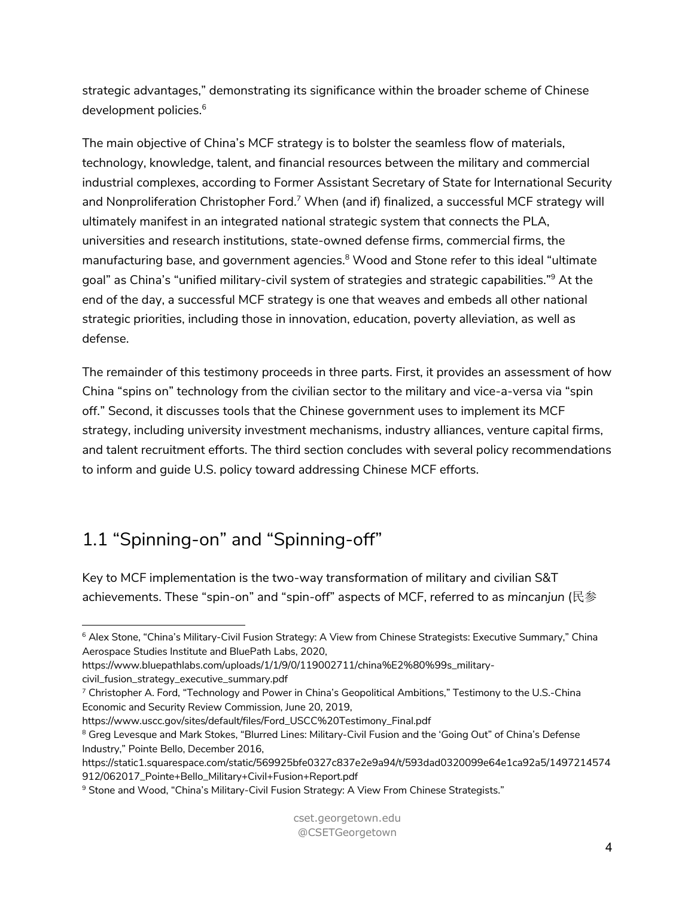strategic advantages," demonstrating its significance within the broader scheme of Chinese development policies.[6]

The main objective of China's MCF strategy is to bolster the seamless flow of materials, technology, knowledge, talent, and financial resources between the military and commercial industrial complexes, according to Former Assistant Secretary of State for International Security and Nonproliferation Christopher Ford.[7] When (and if) finalized, a successful MCF strategy will ultimately manifest in an integrated national strategic system that connects the PLA, universities and research institutions, state-owned defense firms, commercial firms, the manufacturing base, and government agencies.[8] Wood and Stone refer to this ideal "ultimate goal" as China's "unified military-civil system of strategies and strategic capabilities."[9] At the end of the day, a successful MCF strategy is one that weaves and embeds all other national strategic priorities, including those in innovation, education, poverty alleviation, as well as defense.

The remainder of this testimony proceeds in three parts. First, it provides an assessment of how China "spins on" technology from the civilian sector to the military and vice-a-versa via "spin off." Second, it discusses tools that the Chinese government uses to implement its MCF strategy, including university investment mechanisms, industry alliances, venture capital firms, and talent recruitment efforts. The third section concludes with several policy recommendations to inform and guide U.S. policy toward addressing Chinese MCF efforts.

## 1.1 "Spinning-on" and "Spinning-off"

Key to MCF implementation is the two-way transformation of military and civilian S&T achievements. These "spin-on" and "spin-off" aspects of MCF, referred to as *mincanjun* (民参

---

[6] Alex Stone, "China's Military-Civil Fusion Strategy: A View from Chinese Strategists: Executive Summary," China Aerospace Studies Institute and BluePath Labs, 2020, https://www.bluepathlabs.com/uploads/1/1/9/0/119002711/china%E2%80%99s_military-civil_fusion_strategy_executive_summary.pdf

[7] Christopher A. Ford, "Technology and Power in China's Geopolitical Ambitions," Testimony to the U.S.-China Economic and Security Review Commission, June 20, 2019, https://www.uscc.gov/sites/default/files/Ford_USCC%20Testimony_Final.pdf

[8] Greg Levesque and Mark Stokes, "Blurred Lines: Military-Civil Fusion and the 'Going Out" of China's Defense Industry," Pointe Bello, December 2016, https://static1.squarespace.com/static/569925bfe0327c837e2e9a94/t/593dad0320099e64e1ca92a5/1497214574912/062017_Pointe+Bello_Military+Civil+Fusion+Report.pdf

[9] Stone and Wood, "China's Military-Civil Fusion Strategy: A View From Chinese Strategists."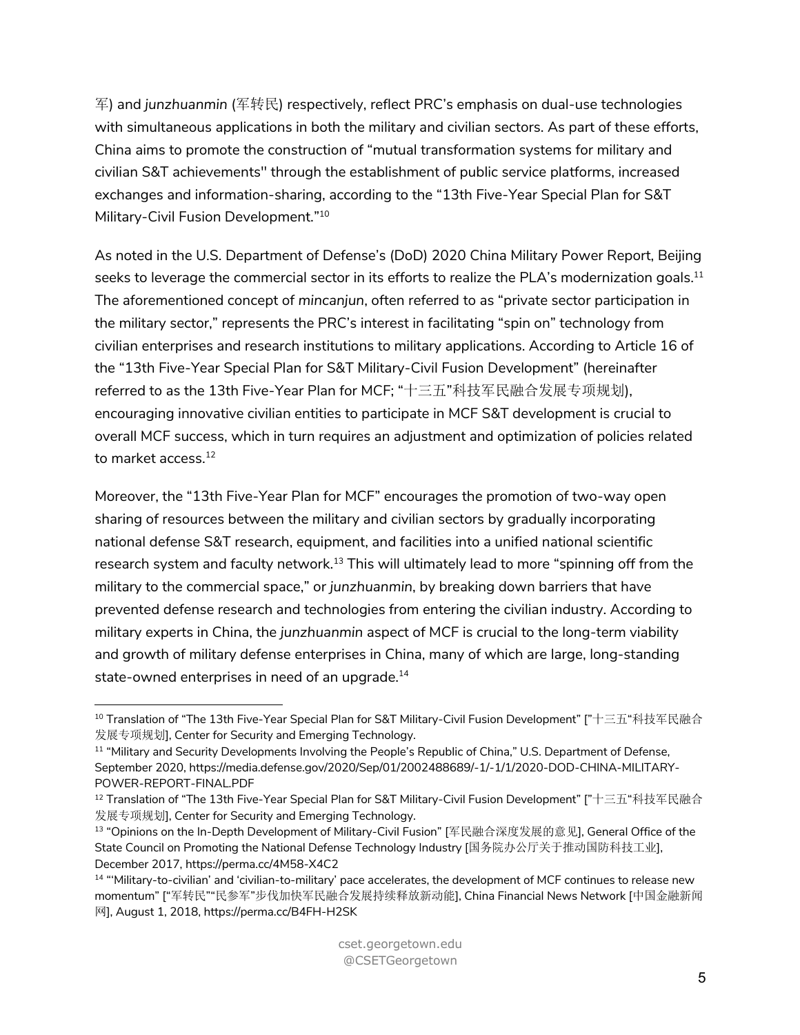军) and *junzhuanmin* (军转民) respectively, reflect PRC's emphasis on dual-use technologies with simultaneous applications in both the military and civilian sectors. As part of these efforts, China aims to promote the construction of "mutual transformation systems for military and civilian S&T achievements'' through the establishment of public service platforms, increased exchanges and information-sharing, according to the "13th Five-Year Special Plan for S&T Military-Civil Fusion Development."[10]

As noted in the U.S. Department of Defense's (DoD) 2020 China Military Power Report, Beijing seeks to leverage the commercial sector in its efforts to realize the PLA's modernization goals.[11] The aforementioned concept of *mincanjun*, often referred to as "private sector participation in the military sector," represents the PRC's interest in facilitating "spin on" technology from civilian enterprises and research institutions to military applications. According to Article 16 of the "13th Five-Year Special Plan for S&T Military-Civil Fusion Development" (hereinafter referred to as the 13th Five-Year Plan for MCF; "十三五"科技军民融合发展专项规划), encouraging innovative civilian entities to participate in MCF S&T development is crucial to overall MCF success, which in turn requires an adjustment and optimization of policies related to market access.[12]

Moreover, the "13th Five-Year Plan for MCF" encourages the promotion of two-way open sharing of resources between the military and civilian sectors by gradually incorporating national defense S&T research, equipment, and facilities into a unified national scientific research system and faculty network.[13] This will ultimately lead to more "spinning off from the military to the commercial space," or *junzhuanmin*, by breaking down barriers that have prevented defense research and technologies from entering the civilian industry. According to military experts in China, the *junzhuanmin* aspect of MCF is crucial to the long-term viability and growth of military defense enterprises in China, many of which are large, long-standing state-owned enterprises in need of an upgrade.[14]

---

[10] Translation of "The 13th Five-Year Special Plan for S&T Military-Civil Fusion Development" ["十三五"科技军民融合发展专项规划], Center for Security and Emerging Technology.

[11] "Military and Security Developments Involving the People's Republic of China," U.S. Department of Defense, September 2020, https://media.defense.gov/2020/Sep/01/2002488689/-1/-1/1/2020-DOD-CHINA-MILITARY-POWER-REPORT-FINAL.PDF

[12] Translation of "The 13th Five-Year Special Plan for S&T Military-Civil Fusion Development" ["十三五"科技军民融合发展专项规划], Center for Security and Emerging Technology.

[13] "Opinions on the In-Depth Development of Military-Civil Fusion" [军民融合深度发展的意见], General Office of the State Council on Promoting the National Defense Technology Industry [国务院办公厅关于推动国防科技工业], December 2017, https://perma.cc/4M58-X4C2

[14] "'Military-to-civilian' and 'civilian-to-military' pace accelerates, the development of MCF continues to release new momentum" ["军转民""民参军"步伐加快军民融合发展持续释放新动能], China Financial News Network [中国金融新闻网], August 1, 2018, https://perma.cc/B4FH-H2SK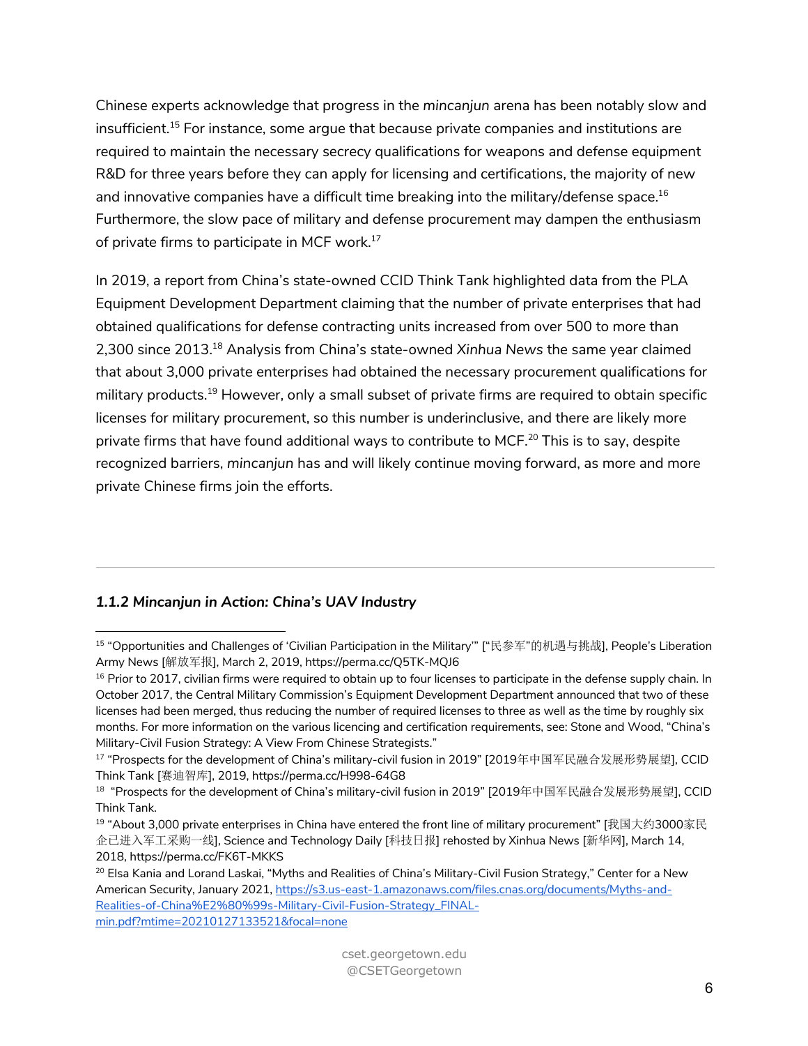Chinese experts acknowledge that progress in the *mincanjun* arena has been notably slow and insufficient.[15] For instance, some argue that because private companies and institutions are required to maintain the necessary secrecy qualifications for weapons and defense equipment R&D for three years before they can apply for licensing and certifications, the majority of new and innovative companies have a difficult time breaking into the military/defense space.[16] Furthermore, the slow pace of military and defense procurement may dampen the enthusiasm of private firms to participate in MCF work.[17]

In 2019, a report from China's state-owned CCID Think Tank highlighted data from the PLA Equipment Development Department claiming that the number of private enterprises that had obtained qualifications for defense contracting units increased from over 500 to more than 2,300 since 2013.[18] Analysis from China's state-owned *Xinhua News* the same year claimed that about 3,000 private enterprises had obtained the necessary procurement qualifications for military products.[19] However, only a small subset of private firms are required to obtain specific licenses for military procurement, so this number is underinclusive, and there are likely more private firms that have found additional ways to contribute to MCF.[20] This is to say, despite recognized barriers, *mincanjun* has and will likely continue moving forward, as more and more private Chinese firms join the efforts.

---

#### *1.1.2 Mincanjun in Action: China's UAV Industry*

---

[15] "Opportunities and Challenges of 'Civilian Participation in the Military'" ["民参军"的机遇与挑战], People's Liberation Army News [解放军报], March 2, 2019, https://perma.cc/Q5TK-MQJ6

[16] Prior to 2017, civilian firms were required to obtain up to four licenses to participate in the defense supply chain. In October 2017, the Central Military Commission's Equipment Development Department announced that two of these licenses had been merged, thus reducing the number of required licenses to three as well as the time by roughly six months. For more information on the various licencing and certification requirements, see: Stone and Wood, "China's Military-Civil Fusion Strategy: A View From Chinese Strategists."

[17] "Prospects for the development of China's military-civil fusion in 2019" [2019年中国军民融合发展形势展望], CCID Think Tank [赛迪智库], 2019, https://perma.cc/H998-64G8

[18] "Prospects for the development of China's military-civil fusion in 2019" [2019年中国军民融合发展形势展望], CCID Think Tank.

[19] "About 3,000 private enterprises in China have entered the front line of military procurement" [我国大约3000家民企已进入军工采购一线], Science and Technology Daily [科技日报] rehosted by Xinhua News [新华网], March 14, 2018, https://perma.cc/FK6T-MKKS

[20] Elsa Kania and Lorand Laskai, "Myths and Realities of China's Military-Civil Fusion Strategy," Center for a New American Security, January 2021, https://s3.us-east-1.amazonaws.com/files.cnas.org/documents/Myths-and-Realities-of-China%E2%80%99s-Military-Civil-Fusion-Strategy_FINAL-min.pdf?mtime=20210127133521&focal=none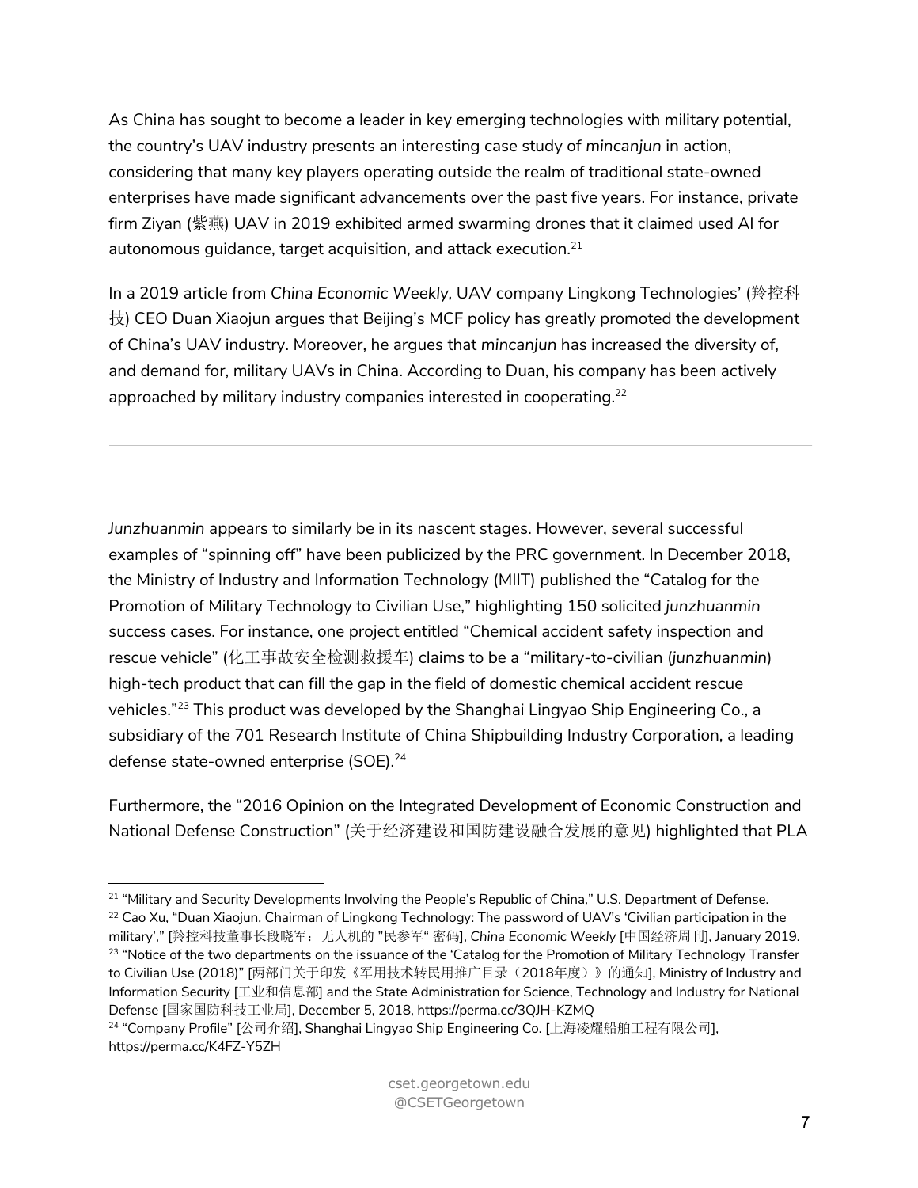As China has sought to become a leader in key emerging technologies with military potential, the country's UAV industry presents an interesting case study of *mincanjun* in action, considering that many key players operating outside the realm of traditional state-owned enterprises have made significant advancements over the past five years. For instance, private firm Ziyan (紫燕) UAV in 2019 exhibited armed swarming drones that it claimed used AI for autonomous guidance, target acquisition, and attack execution.[21]

In a 2019 article from *China Economic Weekly*, UAV company Lingkong Technologies' (羚控科技) CEO Duan Xiaojun argues that Beijing's MCF policy has greatly promoted the development of China's UAV industry. Moreover, he argues that *mincanjun* has increased the diversity of, and demand for, military UAVs in China. According to Duan, his company has been actively approached by military industry companies interested in cooperating.[22]

---

*Junzhuanmin* appears to similarly be in its nascent stages. However, several successful examples of "spinning off" have been publicized by the PRC government. In December 2018, the Ministry of Industry and Information Technology (MIIT) published the "Catalog for the Promotion of Military Technology to Civilian Use," highlighting 150 solicited *junzhuanmin* success cases. For instance, one project entitled "Chemical accident safety inspection and rescue vehicle" (化工事故安全检测救援车) claims to be a "military-to-civilian (*junzhuanmin*) high-tech product that can fill the gap in the field of domestic chemical accident rescue vehicles."[23] This product was developed by the Shanghai Lingyao Ship Engineering Co., a subsidiary of the 701 Research Institute of China Shipbuilding Industry Corporation, a leading defense state-owned enterprise (SOE).[24]

Furthermore, the "2016 Opinion on the Integrated Development of Economic Construction and National Defense Construction" (关于经济建设和国防建设融合发展的意见) highlighted that PLA

---

[21] "Military and Security Developments Involving the People's Republic of China," U.S. Department of Defense.

[22] Cao Xu, "Duan Xiaojun, Chairman of Lingkong Technology: The password of UAV's 'Civilian participation in the military'," [羚控科技董事长段晓军：无人机的 "民参军" 密码], *China Economic Weekly* [中国经济周刊], January 2019.

[23] "Notice of the two departments on the issuance of the 'Catalog for the Promotion of Military Technology Transfer to Civilian Use (2018)" [两部门关于印发《军用技术转民用推广目录（2018年度）》的通知], Ministry of Industry and Information Security [工业和信息部] and the State Administration for Science, Technology and Industry for National Defense [国家国防科技工业局], December 5, 2018, https://perma.cc/3QJH-KZMQ

[24] "Company Profile" [公司介绍], Shanghai Lingyao Ship Engineering Co. [上海凌耀船舶工程有限公司], https://perma.cc/K4FZ-Y5ZH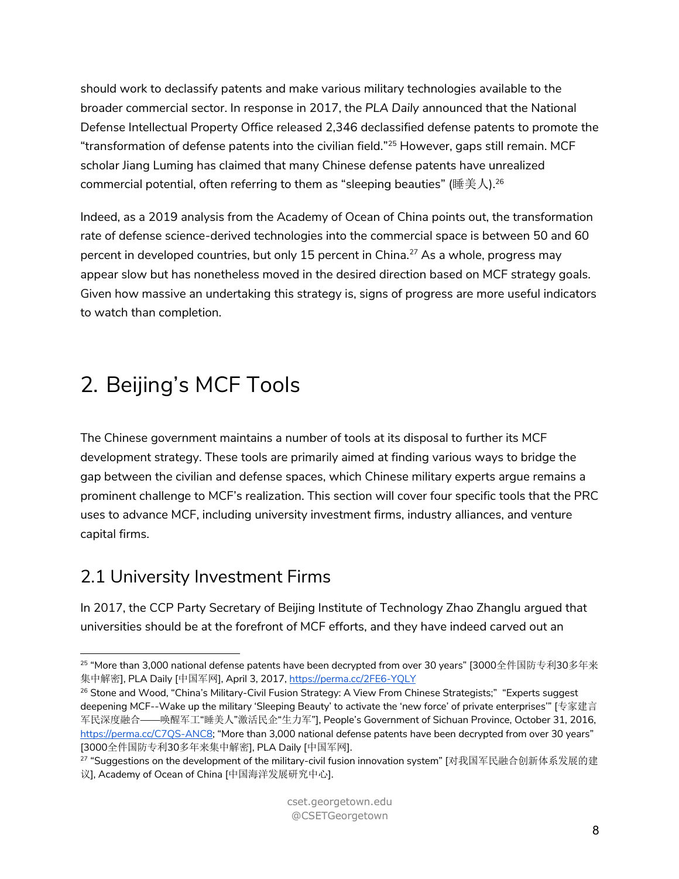should work to declassify patents and make various military technologies available to the broader commercial sector. In response in 2017, the *PLA Daily* announced that the National Defense Intellectual Property Office released 2,346 declassified defense patents to promote the "transformation of defense patents into the civilian field."[25] However, gaps still remain. MCF scholar Jiang Luming has claimed that many Chinese defense patents have unrealized commercial potential, often referring to them as "sleeping beauties" (睡美人).[26]

Indeed, as a 2019 analysis from the Academy of Ocean of China points out, the transformation rate of defense science-derived technologies into the commercial space is between 50 and 60 percent in developed countries, but only 15 percent in China.[27] As a whole, progress may appear slow but has nonetheless moved in the desired direction based on MCF strategy goals. Given how massive an undertaking this strategy is, signs of progress are more useful indicators to watch than completion.

# 2. Beijing's MCF Tools

The Chinese government maintains a number of tools at its disposal to further its MCF development strategy. These tools are primarily aimed at finding various ways to bridge the gap between the civilian and defense spaces, which Chinese military experts argue remains a prominent challenge to MCF's realization. This section will cover four specific tools that the PRC uses to advance MCF, including university investment firms, industry alliances, and venture capital firms.

## 2.1 University Investment Firms

In 2017, the CCP Party Secretary of Beijing Institute of Technology Zhao Zhanglu argued that universities should be at the forefront of MCF efforts, and they have indeed carved out an

---

[25] "More than 3,000 national defense patents have been decrypted from over 30 years" [3000全件国防专利30多年来集中解密], PLA Daily [中国军网], April 3, 2017, https://perma.cc/2FE6-YQLY

[26] Stone and Wood, "China's Military-Civil Fusion Strategy: A View From Chinese Strategists;" "Experts suggest deepening MCF--Wake up the military 'Sleeping Beauty' to activate the 'new force' of private enterprises'" [专家建言军民深度融合——唤醒军工"睡美人"激活民企"生力军"], People's Government of Sichuan Province, October 31, 2016, https://perma.cc/C7QS-ANC8; "More than 3,000 national defense patents have been decrypted from over 30 years" [3000全件国防专利30多年来集中解密], PLA Daily [中国军网].

[27] "Suggestions on the development of the military-civil fusion innovation system" [对我国军民融合创新体系发展的建议], Academy of Ocean of China [中国海洋发展研究中心].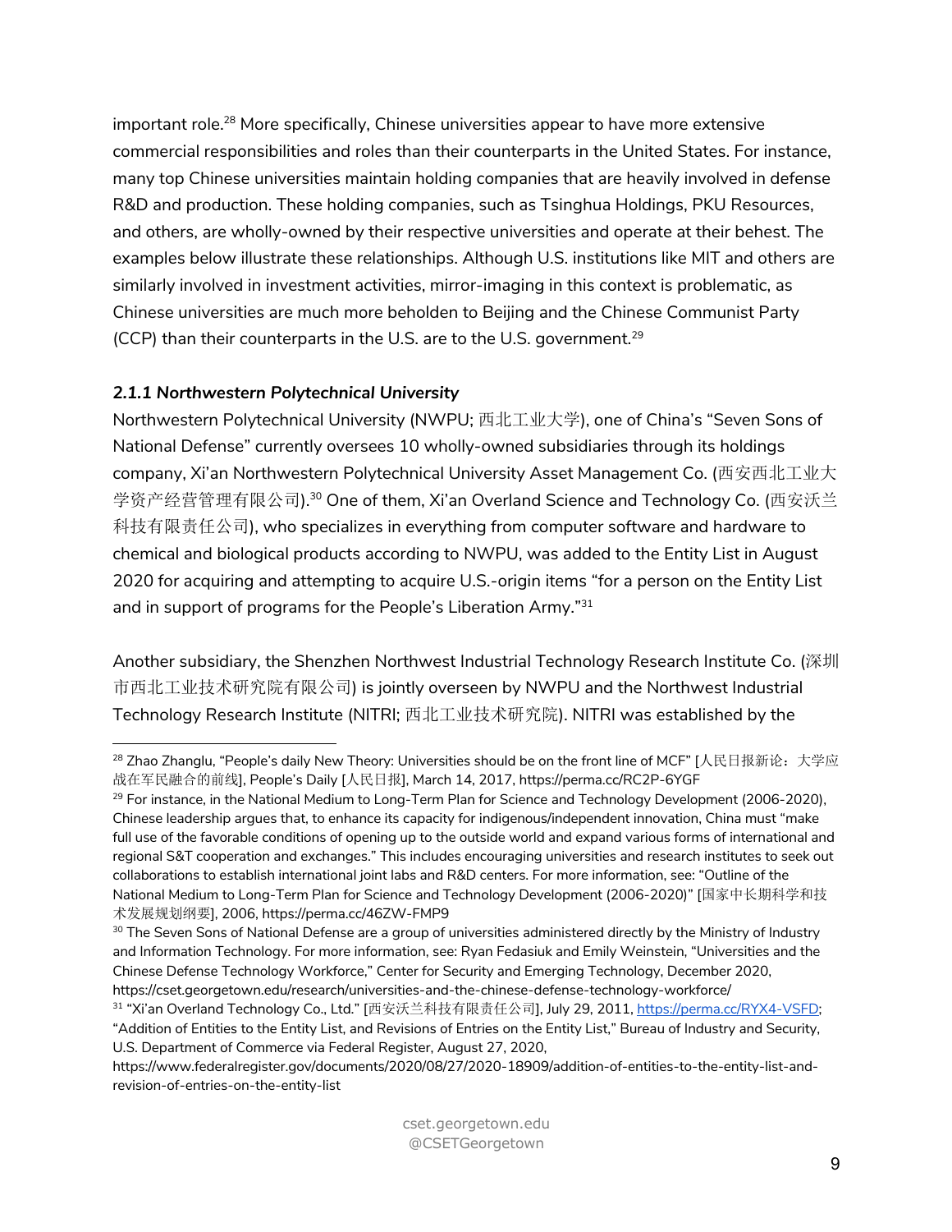important role.[28] More specifically, Chinese universities appear to have more extensive commercial responsibilities and roles than their counterparts in the United States. For instance, many top Chinese universities maintain holding companies that are heavily involved in defense R&D and production. These holding companies, such as Tsinghua Holdings, PKU Resources, and others, are wholly-owned by their respective universities and operate at their behest. The examples below illustrate these relationships. Although U.S. institutions like MIT and others are similarly involved in investment activities, mirror-imaging in this context is problematic, as Chinese universities are much more beholden to Beijing and the Chinese Communist Party (CCP) than their counterparts in the U.S. are to the U.S. government.[29]

### *2.1.1 Northwestern Polytechnical University*

Northwestern Polytechnical University (NWPU; 西北工业大学), one of China's "Seven Sons of National Defense" currently oversees 10 wholly-owned subsidiaries through its holdings company, Xi'an Northwestern Polytechnical University Asset Management Co. (西安西北工业大学资产经营管理有限公司).[30] One of them, Xi'an Overland Science and Technology Co. (西安沃兰科技有限责任公司), who specializes in everything from computer software and hardware to chemical and biological products according to NWPU, was added to the Entity List in August 2020 for acquiring and attempting to acquire U.S.-origin items "for a person on the Entity List and in support of programs for the People's Liberation Army."[31]

Another subsidiary, the Shenzhen Northwest Industrial Technology Research Institute Co. (深圳市西北工业技术研究院有限公司) is jointly overseen by NWPU and the Northwest Industrial Technology Research Institute (NITRI; 西北工业技术研究院). NITRI was established by the

---

[28] Zhao Zhanglu, "People's daily New Theory: Universities should be on the front line of MCF" [人民日报新论：大学应战在军民融合的前线], People's Daily [人民日报], March 14, 2017, https://perma.cc/RC2P-6YGF

[29] For instance, in the National Medium to Long-Term Plan for Science and Technology Development (2006-2020), Chinese leadership argues that, to enhance its capacity for indigenous/independent innovation, China must "make full use of the favorable conditions of opening up to the outside world and expand various forms of international and regional S&T cooperation and exchanges." This includes encouraging universities and research institutes to seek out collaborations to establish international joint labs and R&D centers. For more information, see: "Outline of the National Medium to Long-Term Plan for Science and Technology Development (2006-2020)" [国家中长期科学和技术发展规划纲要], 2006, https://perma.cc/46ZW-FMP9

[30] The Seven Sons of National Defense are a group of universities administered directly by the Ministry of Industry and Information Technology. For more information, see: Ryan Fedasiuk and Emily Weinstein, "Universities and the Chinese Defense Technology Workforce," Center for Security and Emerging Technology, December 2020, https://cset.georgetown.edu/research/universities-and-the-chinese-defense-technology-workforce/

[31] "Xi'an Overland Technology Co., Ltd." [西安沃兰科技有限责任公司], July 29, 2011, https://perma.cc/RYX4-VSFD; "Addition of Entities to the Entity List, and Revisions of Entries on the Entity List," Bureau of Industry and Security, U.S. Department of Commerce via Federal Register, August 27, 2020, https://www.federalregister.gov/documents/2020/08/27/2020-18909/addition-of-entities-to-the-entity-list-and-revision-of-entries-on-the-entity-list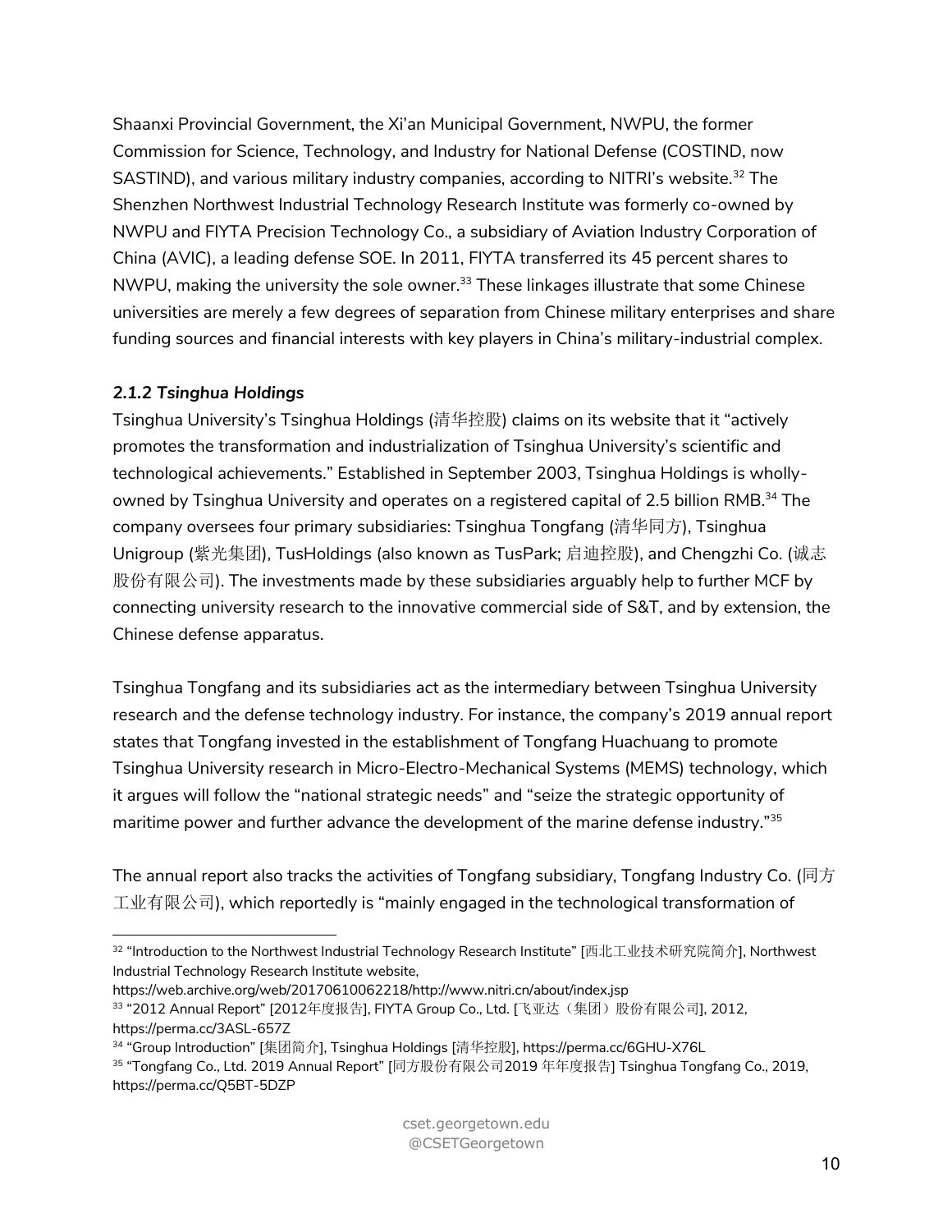Shaanxi Provincial Government, the Xi'an Municipal Government, NWPU, the former Commission for Science, Technology, and Industry for National Defense (COSTIND, now SASTIND), and various military industry companies, according to NITRI's website.[32] The Shenzhen Northwest Industrial Technology Research Institute was formerly co-owned by NWPU and FIYTA Precision Technology Co., a subsidiary of Aviation Industry Corporation of China (AVIC), a leading defense SOE. In 2011, FIYTA transferred its 45 percent shares to NWPU, making the university the sole owner.[33] These linkages illustrate that some Chinese universities are merely a few degrees of separation from Chinese military enterprises and share funding sources and financial interests with key players in China's military-industrial complex.

#### *2.1.2 Tsinghua Holdings*

Tsinghua University's Tsinghua Holdings (清华控股) claims on its website that it "actively promotes the transformation and industrialization of Tsinghua University's scientific and technological achievements." Established in September 2003, Tsinghua Holdings is wholly-owned by Tsinghua University and operates on a registered capital of 2.5 billion RMB.[34] The company oversees four primary subsidiaries: Tsinghua Tongfang (清华同方), Tsinghua Unigroup (紫光集团), TusHoldings (also known as TusPark; 启迪控股), and Chengzhi Co. (诚志股份有限公司). The investments made by these subsidiaries arguably help to further MCF by connecting university research to the innovative commercial side of S&T, and by extension, the Chinese defense apparatus.

Tsinghua Tongfang and its subsidiaries act as the intermediary between Tsinghua University research and the defense technology industry. For instance, the company's 2019 annual report states that Tongfang invested in the establishment of Tongfang Huachuang to promote Tsinghua University research in Micro-Electro-Mechanical Systems (MEMS) technology, which it argues will follow the "national strategic needs" and "seize the strategic opportunity of maritime power and further advance the development of the marine defense industry."[35]

The annual report also tracks the activities of Tongfang subsidiary, Tongfang Industry Co. (同方工业有限公司), which reportedly is "mainly engaged in the technological transformation of

---

[32] "Introduction to the Northwest Industrial Technology Research Institute" [西北工业技术研究院简介], Northwest Industrial Technology Research Institute website, https://web.archive.org/web/20170610062218/http://www.nitri.cn/about/index.jsp

[33] "2012 Annual Report" [2012年度报告], FIYTA Group Co., Ltd. [飞亚达（集团）股份有限公司], 2012, https://perma.cc/3ASL-657Z

[34] "Group Introduction" [集团简介], Tsinghua Holdings [清华控股], https://perma.cc/6GHU-X76L

[35] "Tongfang Co., Ltd. 2019 Annual Report" [同方股份有限公司2019 年年度报告] Tsinghua Tongfang Co., 2019, https://perma.cc/Q5BT-5DZP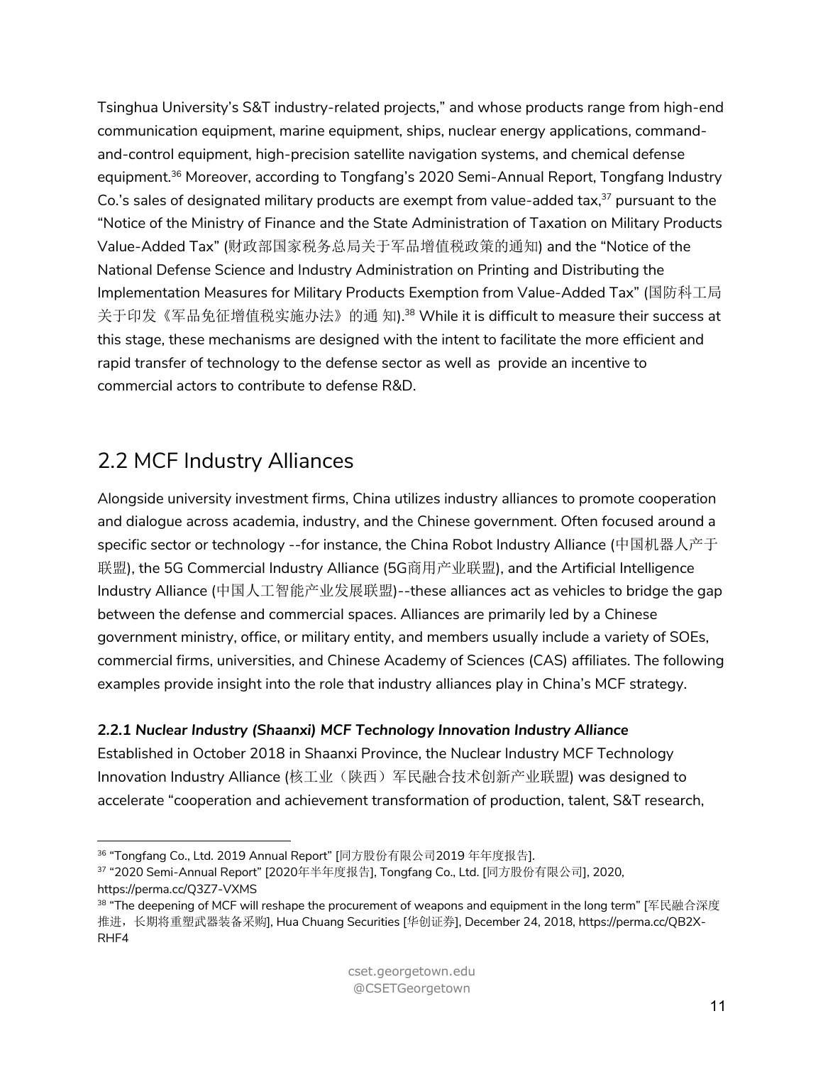Tsinghua University's S&T industry-related projects," and whose products range from high-end communication equipment, marine equipment, ships, nuclear energy applications, command-and-control equipment, high-precision satellite navigation systems, and chemical defense equipment.[36] Moreover, according to Tongfang's 2020 Semi-Annual Report, Tongfang Industry Co.'s sales of designated military products are exempt from value-added tax,[37] pursuant to the "Notice of the Ministry of Finance and the State Administration of Taxation on Military Products Value-Added Tax" (财政部国家税务总局关于军品增值税政策的通知) and the "Notice of the National Defense Science and Industry Administration on Printing and Distributing the Implementation Measures for Military Products Exemption from Value-Added Tax" (国防科工局关于印发《军品免征增值税实施办法》的通 知).[38] While it is difficult to measure their success at this stage, these mechanisms are designed with the intent to facilitate the more efficient and rapid transfer of technology to the defense sector as well as provide an incentive to commercial actors to contribute to defense R&D.

## 2.2 MCF Industry Alliances

Alongside university investment firms, China utilizes industry alliances to promote cooperation and dialogue across academia, industry, and the Chinese government. Often focused around a specific sector or technology --for instance, the China Robot Industry Alliance (中国机器人产于联盟), the 5G Commercial Industry Alliance (5G商用产业联盟), and the Artificial Intelligence Industry Alliance (中国人工智能产业发展联盟)--these alliances act as vehicles to bridge the gap between the defense and commercial spaces. Alliances are primarily led by a Chinese government ministry, office, or military entity, and members usually include a variety of SOEs, commercial firms, universities, and Chinese Academy of Sciences (CAS) affiliates. The following examples provide insight into the role that industry alliances play in China's MCF strategy.

### *2.2.1 Nuclear Industry (Shaanxi) MCF Technology Innovation Industry Alliance*

Established in October 2018 in Shaanxi Province, the Nuclear Industry MCF Technology Innovation Industry Alliance (核工业（陕西）军民融合技术创新产业联盟) was designed to accelerate "cooperation and achievement transformation of production, talent, S&T research,

---

[36] "Tongfang Co., Ltd. 2019 Annual Report" [同方股份有限公司2019 年年度报告].

[37] "2020 Semi-Annual Report" [2020年半年度报告], Tongfang Co., Ltd. [同方股份有限公司], 2020, https://perma.cc/Q3Z7-VXMS

[38] "The deepening of MCF will reshape the procurement of weapons and equipment in the long term" [军民融合深度推进，长期将重塑武器装备采购], Hua Chuang Securities [华创证券], December 24, 2018, https://perma.cc/QB2X-RHF4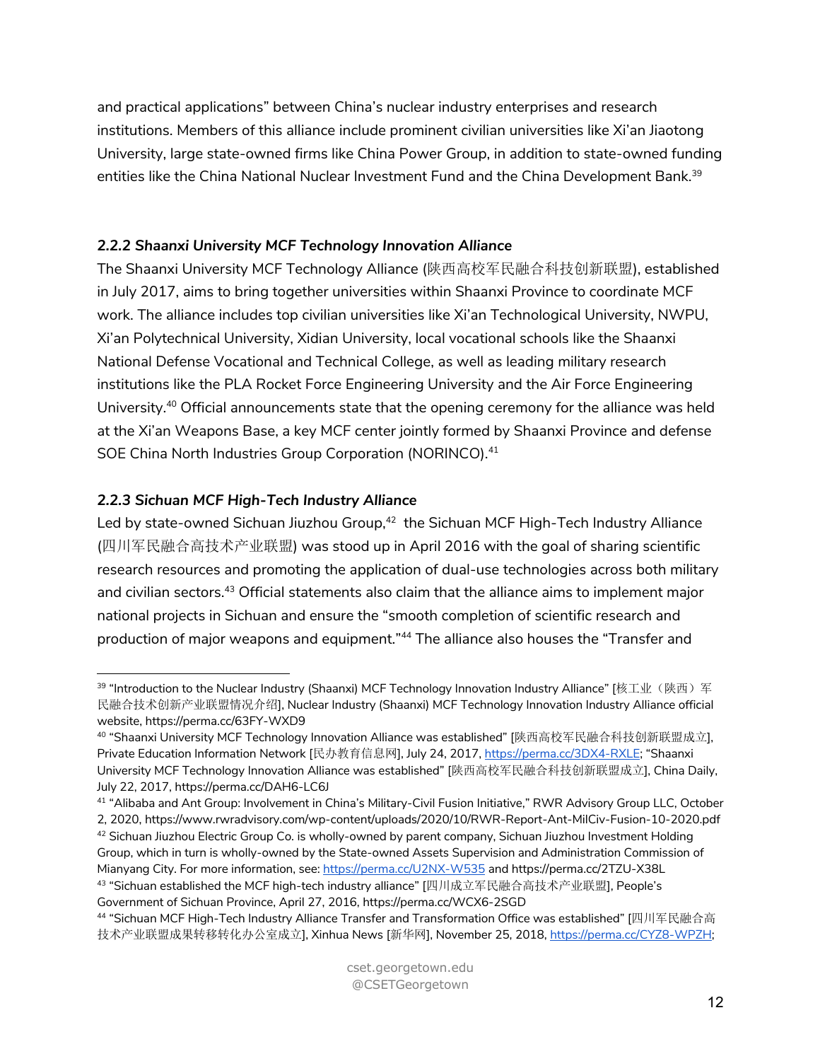and practical applications" between China's nuclear industry enterprises and research institutions. Members of this alliance include prominent civilian universities like Xi'an Jiaotong University, large state-owned firms like China Power Group, in addition to state-owned funding entities like the China National Nuclear Investment Fund and the China Development Bank.[39]

### *2.2.2 Shaanxi University MCF Technology Innovation Alliance*

The Shaanxi University MCF Technology Alliance (陕西高校军民融合科技创新联盟), established in July 2017, aims to bring together universities within Shaanxi Province to coordinate MCF work. The alliance includes top civilian universities like Xi'an Technological University, NWPU, Xi'an Polytechnical University, Xidian University, local vocational schools like the Shaanxi National Defense Vocational and Technical College, as well as leading military research institutions like the PLA Rocket Force Engineering University and the Air Force Engineering University.[40] Official announcements state that the opening ceremony for the alliance was held at the Xi'an Weapons Base, a key MCF center jointly formed by Shaanxi Province and defense SOE China North Industries Group Corporation (NORINCO).[41]

### *2.2.3 Sichuan MCF High-Tech Industry Alliance*

Led by state-owned Sichuan Jiuzhou Group,[42] the Sichuan MCF High-Tech Industry Alliance (四川军民融合高技术产业联盟) was stood up in April 2016 with the goal of sharing scientific research resources and promoting the application of dual-use technologies across both military and civilian sectors.[43] Official statements also claim that the alliance aims to implement major national projects in Sichuan and ensure the "smooth completion of scientific research and production of major weapons and equipment."[44] The alliance also houses the "Transfer and

---

[39] "Introduction to the Nuclear Industry (Shaanxi) MCF Technology Innovation Industry Alliance" [核工业（陕西）军民融合技术创新产业联盟情况介绍], Nuclear Industry (Shaanxi) MCF Technology Innovation Industry Alliance official website, https://perma.cc/63FY-WXD9

[40] "Shaanxi University MCF Technology Innovation Alliance was established" [陕西高校军民融合科技创新联盟成立], Private Education Information Network [民办教育信息网], July 24, 2017, https://perma.cc/3DX4-RXLE; "Shaanxi University MCF Technology Innovation Alliance was established" [陕西高校军民融合科技创新联盟成立], China Daily, July 22, 2017, https://perma.cc/DAH6-LC6J

[41] "Alibaba and Ant Group: Involvement in China's Military-Civil Fusion Initiative," RWR Advisory Group LLC, October 2, 2020, https://www.rwradvisory.com/wp-content/uploads/2020/10/RWR-Report-Ant-MilCiv-Fusion-10-2020.pdf

[42] Sichuan Jiuzhou Electric Group Co. is wholly-owned by parent company, Sichuan Jiuzhou Investment Holding Group, which in turn is wholly-owned by the State-owned Assets Supervision and Administration Commission of Mianyang City. For more information, see: https://perma.cc/U2NX-W535 and https://perma.cc/2TZU-X38L

[43] "Sichuan established the MCF high-tech industry alliance" [四川成立军民融合高技术产业联盟], People's Government of Sichuan Province, April 27, 2016, https://perma.cc/WCX6-2SGD

[44] "Sichuan MCF High-Tech Industry Alliance Transfer and Transformation Office was established" [四川军民融合高技术产业联盟成果转移转化办公室成立], Xinhua News [新华网], November 25, 2018, https://perma.cc/CYZ8-WPZH;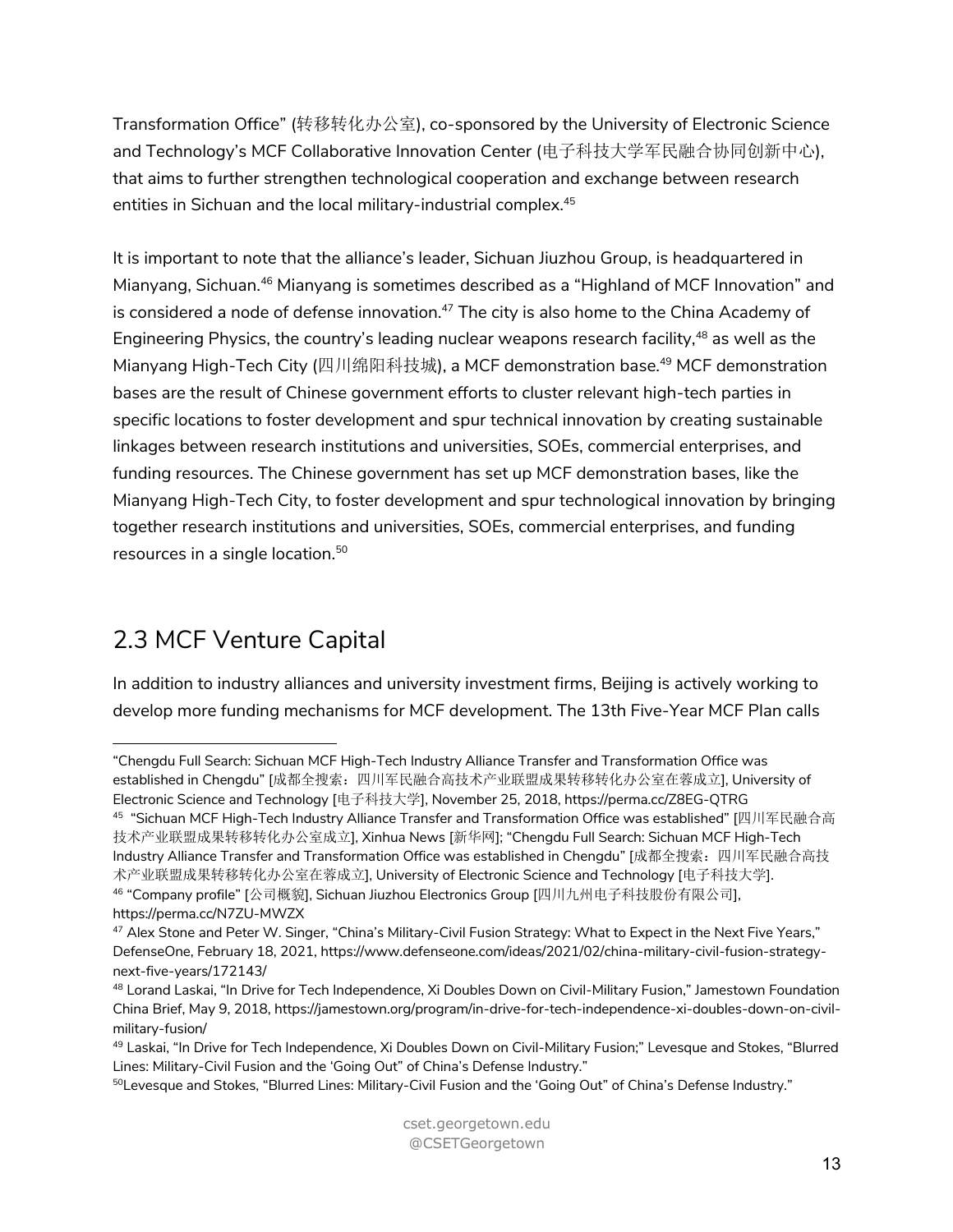Transformation Office" (转移转化办公室), co-sponsored by the University of Electronic Science and Technology's MCF Collaborative Innovation Center (电子科技大学军民融合协同创新中心), that aims to further strengthen technological cooperation and exchange between research entities in Sichuan and the local military-industrial complex.[45]

It is important to note that the alliance's leader, Sichuan Jiuzhou Group, is headquartered in Mianyang, Sichuan.[46] Mianyang is sometimes described as a "Highland of MCF Innovation" and is considered a node of defense innovation.[47] The city is also home to the China Academy of Engineering Physics, the country's leading nuclear weapons research facility,[48] as well as the Mianyang High-Tech City (四川绵阳科技城), a MCF demonstration base.[49] MCF demonstration bases are the result of Chinese government efforts to cluster relevant high-tech parties in specific locations to foster development and spur technical innovation by creating sustainable linkages between research institutions and universities, SOEs, commercial enterprises, and funding resources. The Chinese government has set up MCF demonstration bases, like the Mianyang High-Tech City, to foster development and spur technological innovation by bringing together research institutions and universities, SOEs, commercial enterprises, and funding resources in a single location.[50]

## 2.3 MCF Venture Capital

In addition to industry alliances and university investment firms, Beijing is actively working to develop more funding mechanisms for MCF development. The 13th Five-Year MCF Plan calls

---

"Chengdu Full Search: Sichuan MCF High-Tech Industry Alliance Transfer and Transformation Office was established in Chengdu" [成都全搜索：四川军民融合高技术产业联盟成果转移转化办公室在蓉成立], University of Electronic Science and Technology [电子科技大学], November 25, 2018, https://perma.cc/Z8EG-QTRG

[45] "Sichuan MCF High-Tech Industry Alliance Transfer and Transformation Office was established" [四川军民融合高技术产业联盟成果转移转化办公室成立], Xinhua News [新华网]; "Chengdu Full Search: Sichuan MCF High-Tech Industry Alliance Transfer and Transformation Office was established in Chengdu" [成都全搜索：四川军民融合高技术产业联盟成果转移转化办公室在蓉成立], University of Electronic Science and Technology [电子科技大学].

[46] "Company profile" [公司概貌], Sichuan Jiuzhou Electronics Group [四川九州电子科技股份有限公司], https://perma.cc/N7ZU-MWZX

[47] Alex Stone and Peter W. Singer, "China's Military-Civil Fusion Strategy: What to Expect in the Next Five Years," DefenseOne, February 18, 2021, https://www.defenseone.com/ideas/2021/02/china-military-civil-fusion-strategy-next-five-years/172143/

[48] Lorand Laskai, "In Drive for Tech Independence, Xi Doubles Down on Civil-Military Fusion," Jamestown Foundation China Brief, May 9, 2018, https://jamestown.org/program/in-drive-for-tech-independence-xi-doubles-down-on-civil-military-fusion/

[49] Laskai, "In Drive for Tech Independence, Xi Doubles Down on Civil-Military Fusion;" Levesque and Stokes, "Blurred Lines: Military-Civil Fusion and the 'Going Out' of China's Defense Industry."

[50] Levesque and Stokes, "Blurred Lines: Military-Civil Fusion and the 'Going Out' of China's Defense Industry."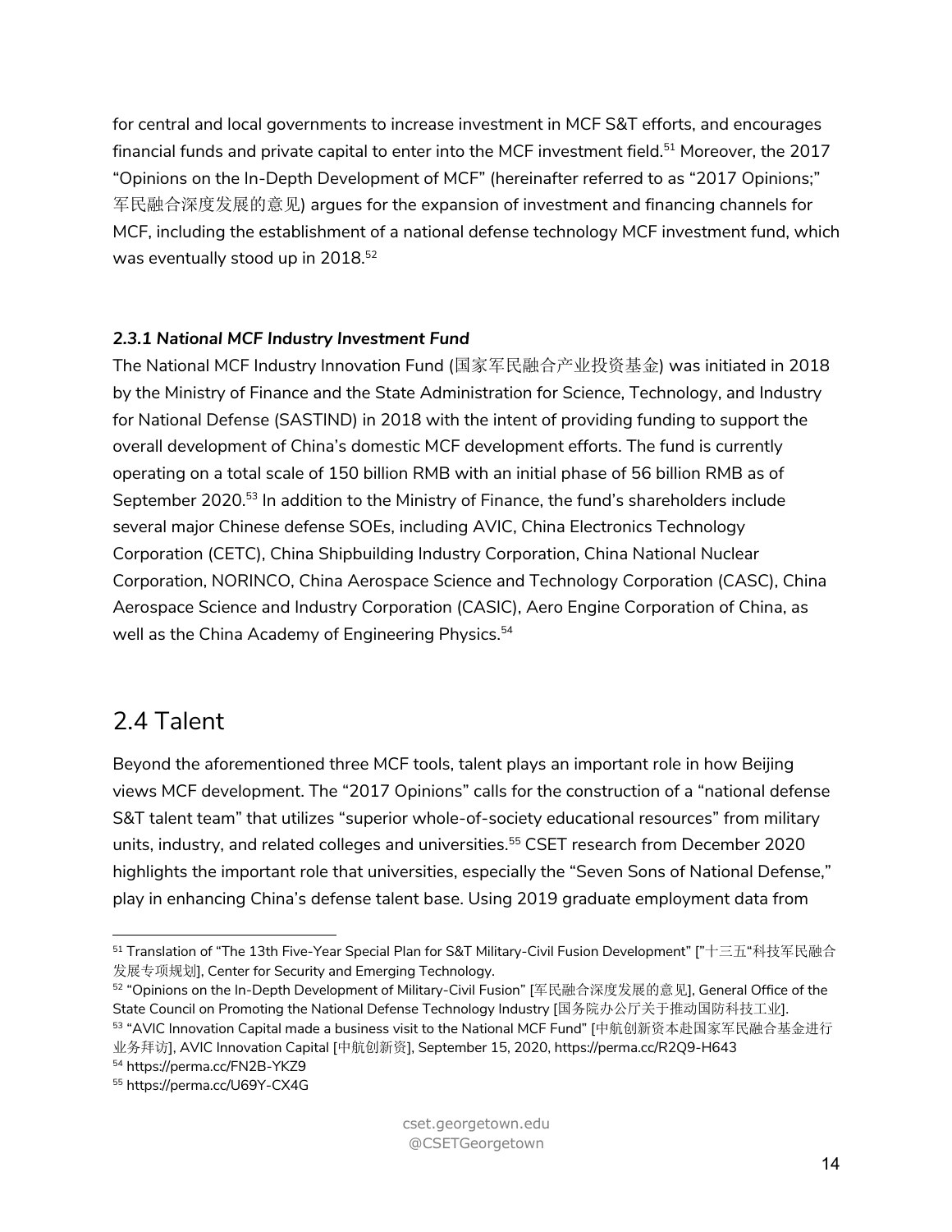for central and local governments to increase investment in MCF S&T efforts, and encourages financial funds and private capital to enter into the MCF investment field.[51] Moreover, the 2017 "Opinions on the In-Depth Development of MCF" (hereinafter referred to as "2017 Opinions;" 军民融合深度发展的意见) argues for the expansion of investment and financing channels for MCF, including the establishment of a national defense technology MCF investment fund, which was eventually stood up in 2018.[52]

### *2.3.1 National MCF Industry Investment Fund*

The National MCF Industry Innovation Fund (国家军民融合产业投资基金) was initiated in 2018 by the Ministry of Finance and the State Administration for Science, Technology, and Industry for National Defense (SASTIND) in 2018 with the intent of providing funding to support the overall development of China's domestic MCF development efforts. The fund is currently operating on a total scale of 150 billion RMB with an initial phase of 56 billion RMB as of September 2020.[53] In addition to the Ministry of Finance, the fund's shareholders include several major Chinese defense SOEs, including AVIC, China Electronics Technology Corporation (CETC), China Shipbuilding Industry Corporation, China National Nuclear Corporation, NORINCO, China Aerospace Science and Technology Corporation (CASC), China Aerospace Science and Industry Corporation (CASIC), Aero Engine Corporation of China, as well as the China Academy of Engineering Physics.[54]

## 2.4 Talent

Beyond the aforementioned three MCF tools, talent plays an important role in how Beijing views MCF development. The "2017 Opinions" calls for the construction of a "national defense S&T talent team" that utilizes "superior whole-of-society educational resources" from military units, industry, and related colleges and universities.[55] CSET research from December 2020 highlights the important role that universities, especially the "Seven Sons of National Defense," play in enhancing China's defense talent base. Using 2019 graduate employment data from

---

[51] Translation of "The 13th Five-Year Special Plan for S&T Military-Civil Fusion Development" ["十三五"科技军民融合发展专项规划], Center for Security and Emerging Technology.

[52] "Opinions on the In-Depth Development of Military-Civil Fusion" [军民融合深度发展的意见], General Office of the State Council on Promoting the National Defense Technology Industry [国务院办公厅关于推动国防科技工业].

[53] "AVIC Innovation Capital made a business visit to the National MCF Fund" [中航创新资本赴国家军民融合基金进行业务拜访], AVIC Innovation Capital [中航创新资], September 15, 2020, https://perma.cc/R2Q9-H643

[54] https://perma.cc/FN2B-YKZ9

[55] https://perma.cc/U69Y-CX4G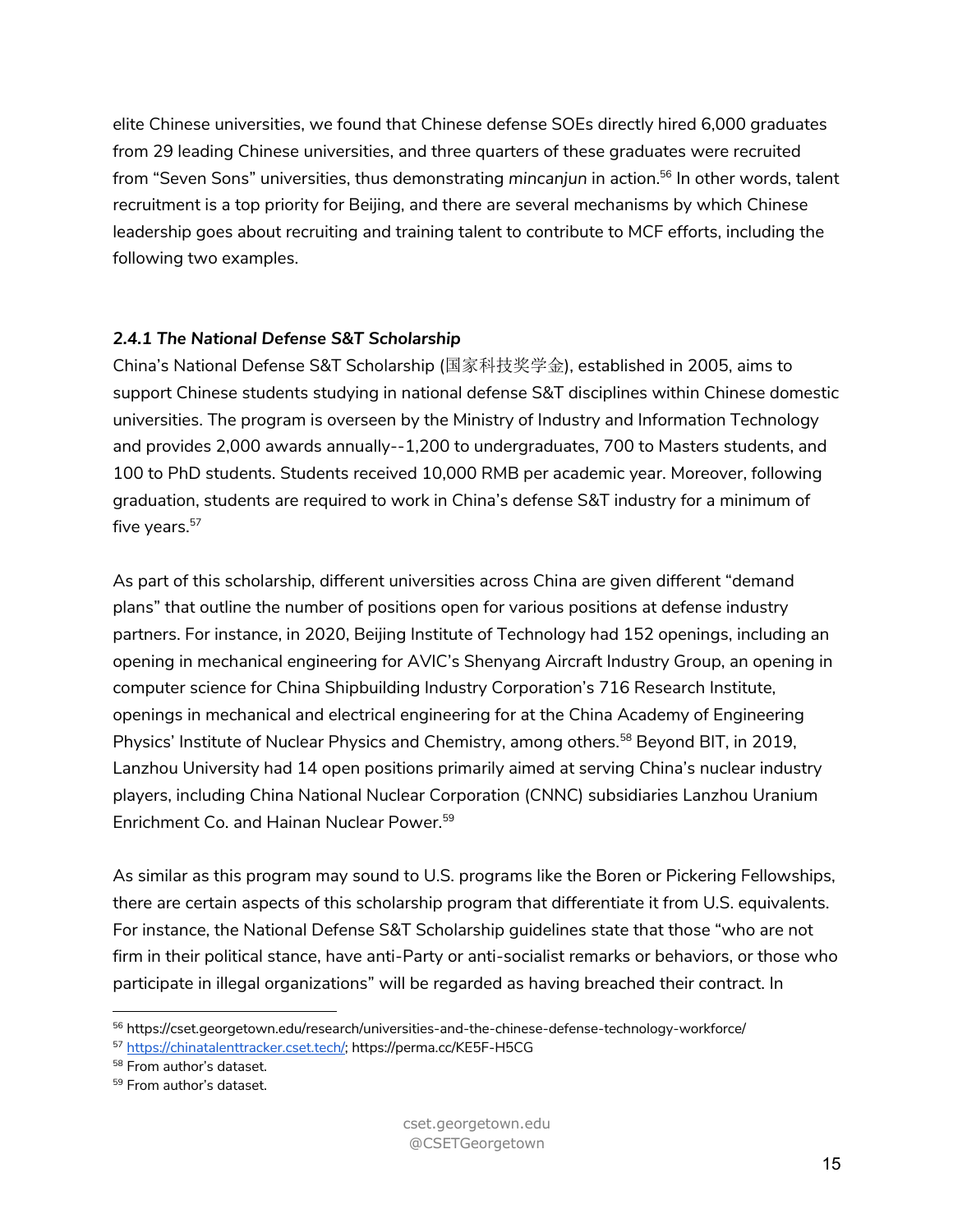elite Chinese universities, we found that Chinese defense SOEs directly hired 6,000 graduates from 29 leading Chinese universities, and three quarters of these graduates were recruited from "Seven Sons" universities, thus demonstrating *mincanjun* in action.[56] In other words, talent recruitment is a top priority for Beijing, and there are several mechanisms by which Chinese leadership goes about recruiting and training talent to contribute to MCF efforts, including the following two examples.

### *2.4.1 The National Defense S&T Scholarship*

China's National Defense S&T Scholarship (国家科技奖学金), established in 2005, aims to support Chinese students studying in national defense S&T disciplines within Chinese domestic universities. The program is overseen by the Ministry of Industry and Information Technology and provides 2,000 awards annually--1,200 to undergraduates, 700 to Masters students, and 100 to PhD students. Students received 10,000 RMB per academic year. Moreover, following graduation, students are required to work in China's defense S&T industry for a minimum of five years.[57]

As part of this scholarship, different universities across China are given different "demand plans" that outline the number of positions open for various positions at defense industry partners. For instance, in 2020, Beijing Institute of Technology had 152 openings, including an opening in mechanical engineering for AVIC's Shenyang Aircraft Industry Group, an opening in computer science for China Shipbuilding Industry Corporation's 716 Research Institute, openings in mechanical and electrical engineering for at the China Academy of Engineering Physics' Institute of Nuclear Physics and Chemistry, among others.[58] Beyond BIT, in 2019, Lanzhou University had 14 open positions primarily aimed at serving China's nuclear industry players, including China National Nuclear Corporation (CNNC) subsidiaries Lanzhou Uranium Enrichment Co. and Hainan Nuclear Power.[59]

As similar as this program may sound to U.S. programs like the Boren or Pickering Fellowships, there are certain aspects of this scholarship program that differentiate it from U.S. equivalents. For instance, the National Defense S&T Scholarship guidelines state that those "who are not firm in their political stance, have anti-Party or anti-socialist remarks or behaviors, or those who participate in illegal organizations" will be regarded as having breached their contract. In

---

[56] https://cset.georgetown.edu/research/universities-and-the-chinese-defense-technology-workforce/

[57] https://chinatalenttracker.cset.tech/; https://perma.cc/KE5F-H5CG

[58] From author's dataset.

[59] From author's dataset.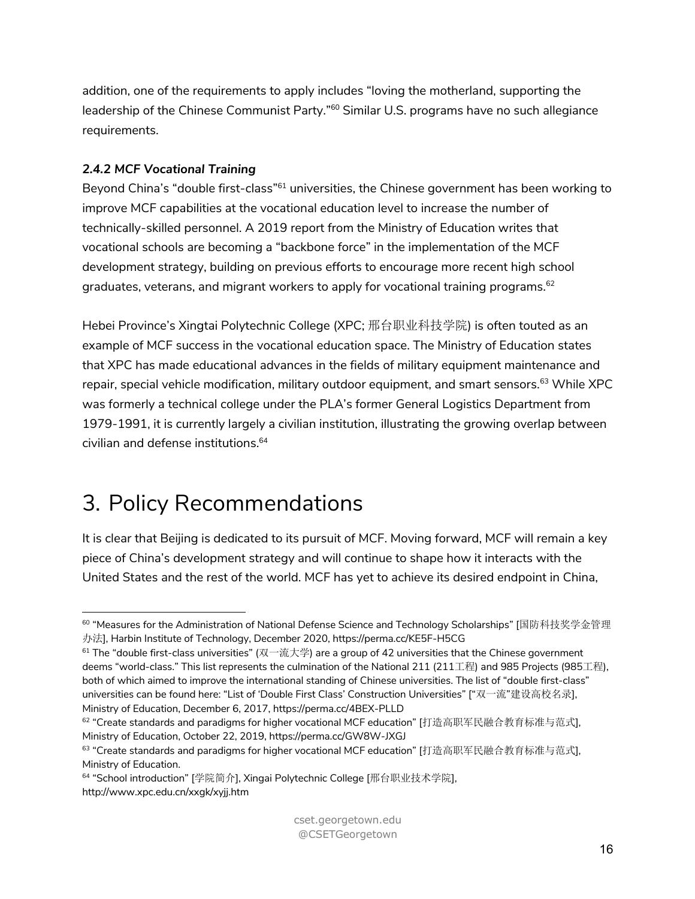addition, one of the requirements to apply includes "loving the motherland, supporting the leadership of the Chinese Communist Party."[60] Similar U.S. programs have no such allegiance requirements.

#### *2.4.2 MCF Vocational Training*

Beyond China's "double first-class"[61] universities, the Chinese government has been working to improve MCF capabilities at the vocational education level to increase the number of technically-skilled personnel. A 2019 report from the Ministry of Education writes that vocational schools are becoming a "backbone force" in the implementation of the MCF development strategy, building on previous efforts to encourage more recent high school graduates, veterans, and migrant workers to apply for vocational training programs.[62]

Hebei Province's Xingtai Polytechnic College (XPC; 邢台职业科技学院) is often touted as an example of MCF success in the vocational education space. The Ministry of Education states that XPC has made educational advances in the fields of military equipment maintenance and repair, special vehicle modification, military outdoor equipment, and smart sensors.[63] While XPC was formerly a technical college under the PLA's former General Logistics Department from 1979-1991, it is currently largely a civilian institution, illustrating the growing overlap between civilian and defense institutions.[64]

# 3. Policy Recommendations

It is clear that Beijing is dedicated to its pursuit of MCF. Moving forward, MCF will remain a key piece of China's development strategy and will continue to shape how it interacts with the United States and the rest of the world. MCF has yet to achieve its desired endpoint in China,

---

[60] "Measures for the Administration of National Defense Science and Technology Scholarships" [国防科技奖学金管理办法], Harbin Institute of Technology, December 2020, https://perma.cc/KE5F-H5CG

[61] The "double first-class universities" (双一流大学) are a group of 42 universities that the Chinese government deems "world-class." This list represents the culmination of the National 211 (211工程) and 985 Projects (985工程), both of which aimed to improve the international standing of Chinese universities. The list of "double first-class" universities can be found here: "List of 'Double First Class' Construction Universities" ["双一流"建设高校名录], Ministry of Education, December 6, 2017, https://perma.cc/4BEX-PLLD

[62] "Create standards and paradigms for higher vocational MCF education" [打造高职军民融合教育标准与范式], Ministry of Education, October 22, 2019, https://perma.cc/GW8W-JXGJ

[63] "Create standards and paradigms for higher vocational MCF education" [打造高职军民融合教育标准与范式], Ministry of Education.

[64] "School introduction" [学院简介], Xingai Polytechnic College [邢台职业技术学院], http://www.xpc.edu.cn/xxgk/xyjj.htm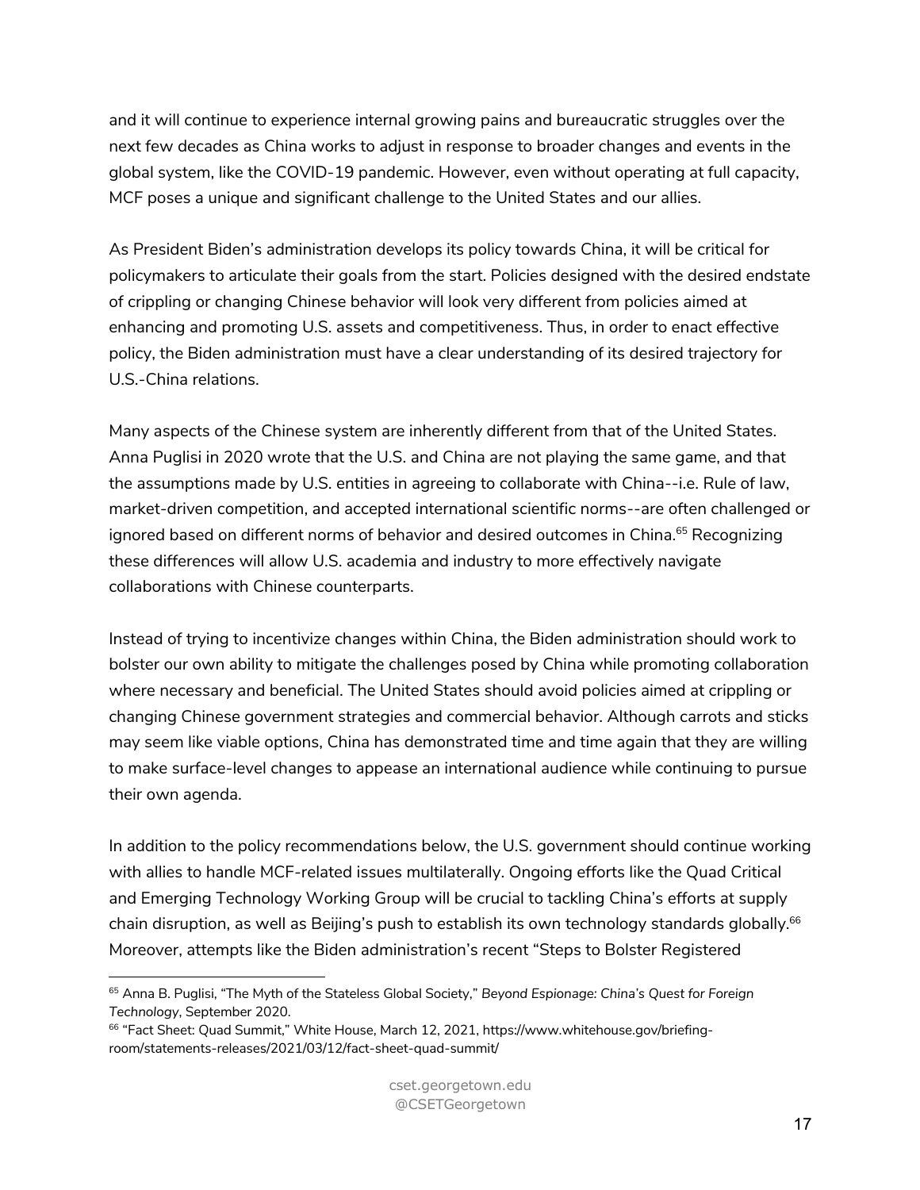and it will continue to experience internal growing pains and bureaucratic struggles over the next few decades as China works to adjust in response to broader changes and events in the global system, like the COVID-19 pandemic. However, even without operating at full capacity, MCF poses a unique and significant challenge to the United States and our allies.

As President Biden's administration develops its policy towards China, it will be critical for policymakers to articulate their goals from the start. Policies designed with the desired endstate of crippling or changing Chinese behavior will look very different from policies aimed at enhancing and promoting U.S. assets and competitiveness. Thus, in order to enact effective policy, the Biden administration must have a clear understanding of its desired trajectory for U.S.-China relations.

Many aspects of the Chinese system are inherently different from that of the United States. Anna Puglisi in 2020 wrote that the U.S. and China are not playing the same game, and that the assumptions made by U.S. entities in agreeing to collaborate with China--i.e. Rule of law, market-driven competition, and accepted international scientific norms--are often challenged or ignored based on different norms of behavior and desired outcomes in China.[65] Recognizing these differences will allow U.S. academia and industry to more effectively navigate collaborations with Chinese counterparts.

Instead of trying to incentivize changes within China, the Biden administration should work to bolster our own ability to mitigate the challenges posed by China while promoting collaboration where necessary and beneficial. The United States should avoid policies aimed at crippling or changing Chinese government strategies and commercial behavior. Although carrots and sticks may seem like viable options, China has demonstrated time and time again that they are willing to make surface-level changes to appease an international audience while continuing to pursue their own agenda.

In addition to the policy recommendations below, the U.S. government should continue working with allies to handle MCF-related issues multilaterally. Ongoing efforts like the Quad Critical and Emerging Technology Working Group will be crucial to tackling China's efforts at supply chain disruption, as well as Beijing's push to establish its own technology standards globally.[66] Moreover, attempts like the Biden administration's recent "Steps to Bolster Registered

---

[65] Anna B. Puglisi, "The Myth of the Stateless Global Society," *Beyond Espionage: China's Quest for Foreign Technology*, September 2020.

[66] "Fact Sheet: Quad Summit," White House, March 12, 2021, https://www.whitehouse.gov/briefing-room/statements-releases/2021/03/12/fact-sheet-quad-summit/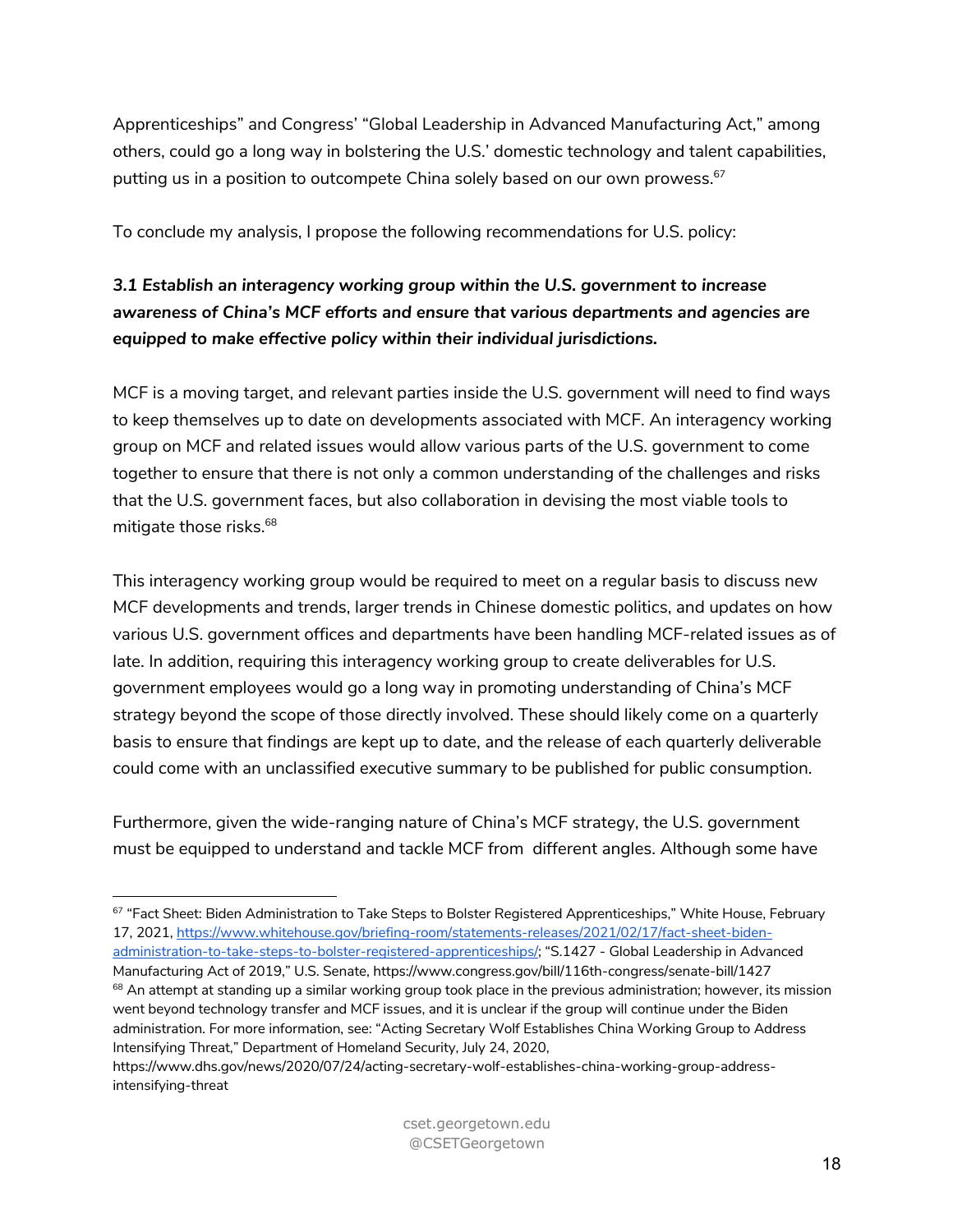Apprenticeships" and Congress' "Global Leadership in Advanced Manufacturing Act," among others, could go a long way in bolstering the U.S.' domestic technology and talent capabilities, putting us in a position to outcompete China solely based on our own prowess.[67]

To conclude my analysis, I propose the following recommendations for U.S. policy:

***3.1 Establish an interagency working group within the U.S. government to increase awareness of China's MCF efforts and ensure that various departments and agencies are equipped to make effective policy within their individual jurisdictions.***

MCF is a moving target, and relevant parties inside the U.S. government will need to find ways to keep themselves up to date on developments associated with MCF. An interagency working group on MCF and related issues would allow various parts of the U.S. government to come together to ensure that there is not only a common understanding of the challenges and risks that the U.S. government faces, but also collaboration in devising the most viable tools to mitigate those risks.[68]

This interagency working group would be required to meet on a regular basis to discuss new MCF developments and trends, larger trends in Chinese domestic politics, and updates on how various U.S. government offices and departments have been handling MCF-related issues as of late. In addition, requiring this interagency working group to create deliverables for U.S. government employees would go a long way in promoting understanding of China's MCF strategy beyond the scope of those directly involved. These should likely come on a quarterly basis to ensure that findings are kept up to date, and the release of each quarterly deliverable could come with an unclassified executive summary to be published for public consumption.

Furthermore, given the wide-ranging nature of China's MCF strategy, the U.S. government must be equipped to understand and tackle MCF from different angles. Although some have

---

[67] "Fact Sheet: Biden Administration to Take Steps to Bolster Registered Apprenticeships," White House, February 17, 2021, https://www.whitehouse.gov/briefing-room/statements-releases/2021/02/17/fact-sheet-biden-administration-to-take-steps-to-bolster-registered-apprenticeships/; "S.1427 - Global Leadership in Advanced Manufacturing Act of 2019," U.S. Senate, https://www.congress.gov/bill/116th-congress/senate-bill/1427

[68] An attempt at standing up a similar working group took place in the previous administration; however, its mission went beyond technology transfer and MCF issues, and it is unclear if the group will continue under the Biden administration. For more information, see: "Acting Secretary Wolf Establishes China Working Group to Address Intensifying Threat," Department of Homeland Security, July 24, 2020, https://www.dhs.gov/news/2020/07/24/acting-secretary-wolf-establishes-china-working-group-address-intensifying-threat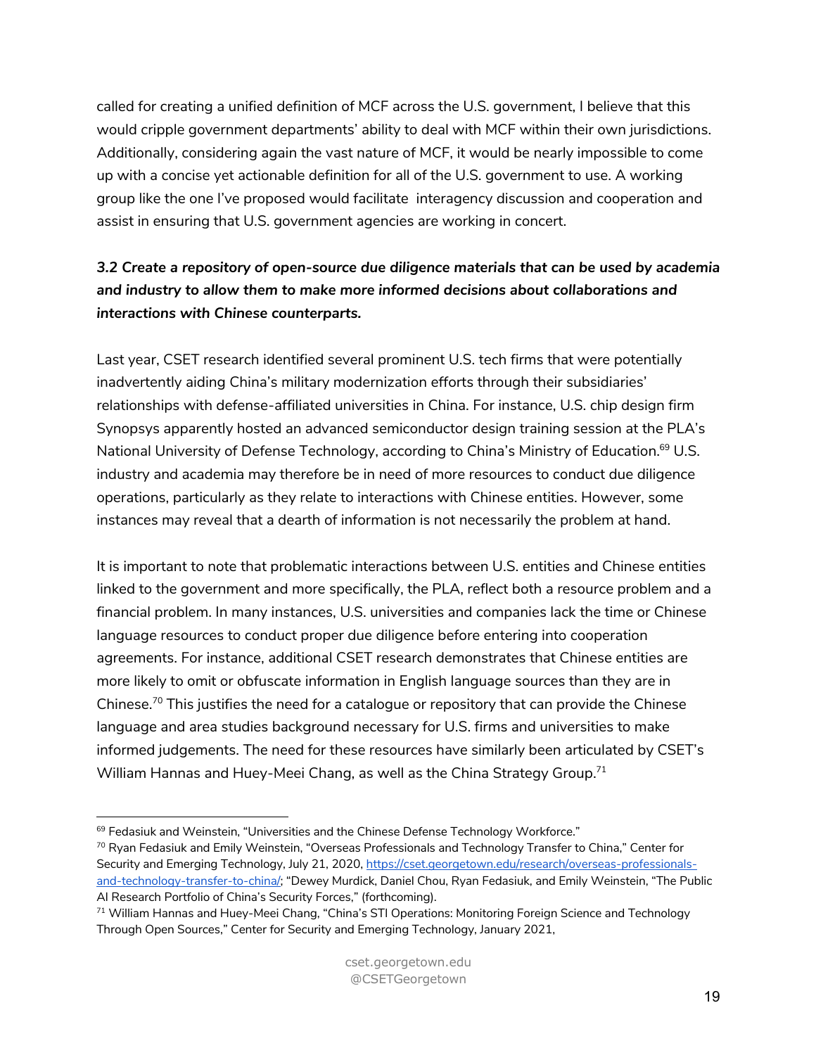called for creating a unified definition of MCF across the U.S. government, I believe that this would cripple government departments' ability to deal with MCF within their own jurisdictions. Additionally, considering again the vast nature of MCF, it would be nearly impossible to come up with a concise yet actionable definition for all of the U.S. government to use. A working group like the one I've proposed would facilitate interagency discussion and cooperation and assist in ensuring that U.S. government agencies are working in concert.

### *3.2 Create a repository of open-source due diligence materials that can be used by academia and industry to allow them to make more informed decisions about collaborations and interactions with Chinese counterparts.*

Last year, CSET research identified several prominent U.S. tech firms that were potentially inadvertently aiding China's military modernization efforts through their subsidiaries' relationships with defense-affiliated universities in China. For instance, U.S. chip design firm Synopsys apparently hosted an advanced semiconductor design training session at the PLA's National University of Defense Technology, according to China's Ministry of Education.[69] U.S. industry and academia may therefore be in need of more resources to conduct due diligence operations, particularly as they relate to interactions with Chinese entities. However, some instances may reveal that a dearth of information is not necessarily the problem at hand.

It is important to note that problematic interactions between U.S. entities and Chinese entities linked to the government and more specifically, the PLA, reflect both a resource problem and a financial problem. In many instances, U.S. universities and companies lack the time or Chinese language resources to conduct proper due diligence before entering into cooperation agreements. For instance, additional CSET research demonstrates that Chinese entities are more likely to omit or obfuscate information in English language sources than they are in Chinese.[70] This justifies the need for a catalogue or repository that can provide the Chinese language and area studies background necessary for U.S. firms and universities to make informed judgements. The need for these resources have similarly been articulated by CSET's William Hannas and Huey-Meei Chang, as well as the China Strategy Group.[71]

---

[69] Fedasiuk and Weinstein, "Universities and the Chinese Defense Technology Workforce."

[70] Ryan Fedasiuk and Emily Weinstein, "Overseas Professionals and Technology Transfer to China," Center for Security and Emerging Technology, July 21, 2020, https://cset.georgetown.edu/research/overseas-professionals-and-technology-transfer-to-china/; "Dewey Murdick, Daniel Chou, Ryan Fedasiuk, and Emily Weinstein, "The Public AI Research Portfolio of China's Security Forces," (forthcoming).

[71] William Hannas and Huey-Meei Chang, "China's STI Operations: Monitoring Foreign Science and Technology Through Open Sources," Center for Security and Emerging Technology, January 2021,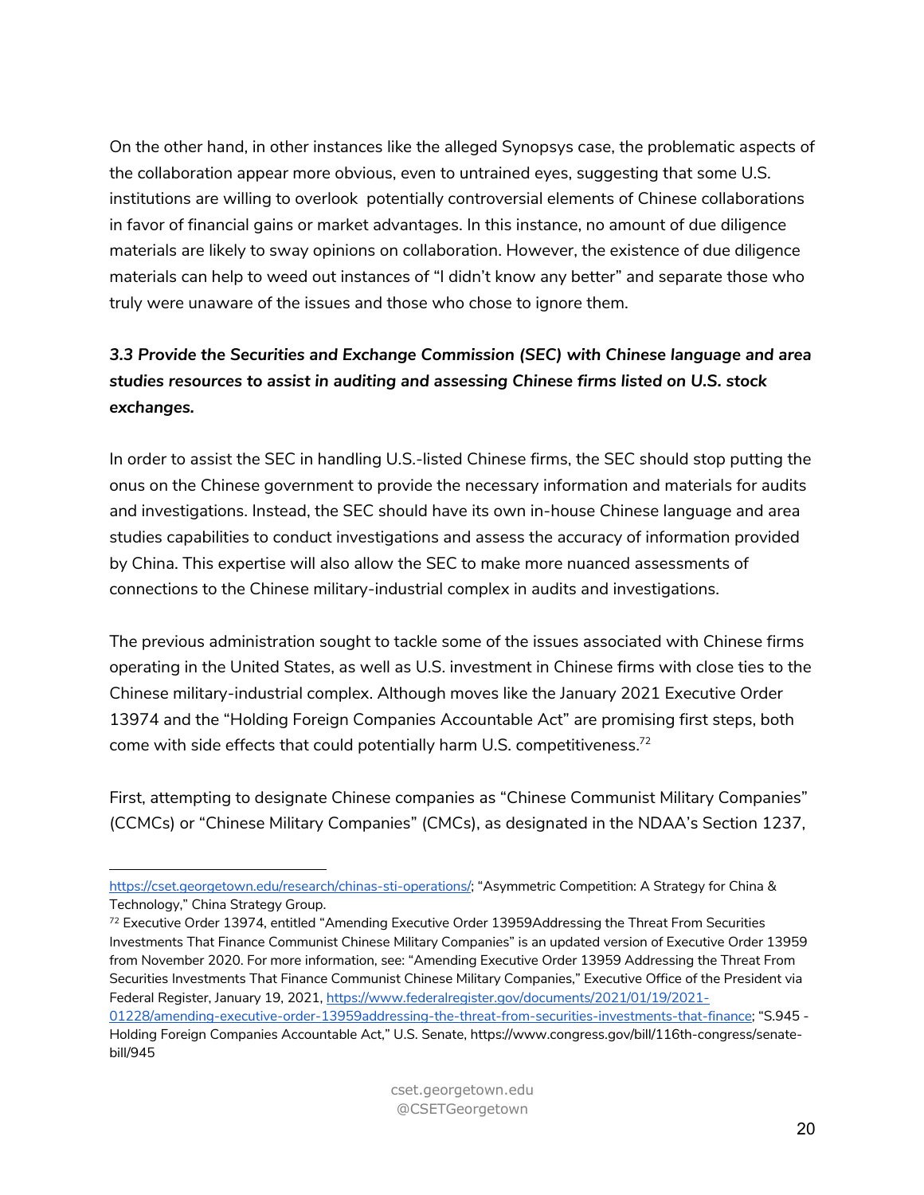On the other hand, in other instances like the alleged Synopsys case, the problematic aspects of the collaboration appear more obvious, even to untrained eyes, suggesting that some U.S. institutions are willing to overlook potentially controversial elements of Chinese collaborations in favor of financial gains or market advantages. In this instance, no amount of due diligence materials are likely to sway opinions on collaboration. However, the existence of due diligence materials can help to weed out instances of "I didn't know any better" and separate those who truly were unaware of the issues and those who chose to ignore them.

***3.3 Provide the Securities and Exchange Commission (SEC) with Chinese language and area studies resources to assist in auditing and assessing Chinese firms listed on U.S. stock exchanges.***

In order to assist the SEC in handling U.S.-listed Chinese firms, the SEC should stop putting the onus on the Chinese government to provide the necessary information and materials for audits and investigations. Instead, the SEC should have its own in-house Chinese language and area studies capabilities to conduct investigations and assess the accuracy of information provided by China. This expertise will also allow the SEC to make more nuanced assessments of connections to the Chinese military-industrial complex in audits and investigations.

The previous administration sought to tackle some of the issues associated with Chinese firms operating in the United States, as well as U.S. investment in Chinese firms with close ties to the Chinese military-industrial complex. Although moves like the January 2021 Executive Order 13974 and the "Holding Foreign Companies Accountable Act" are promising first steps, both come with side effects that could potentially harm U.S. competitiveness.[72]

First, attempting to designate Chinese companies as "Chinese Communist Military Companies" (CCMCs) or "Chinese Military Companies" (CMCs), as designated in the NDAA's Section 1237,

---

https://cset.georgetown.edu/research/chinas-sti-operations/; "Asymmetric Competition: A Strategy for China & Technology," China Strategy Group.

[72] Executive Order 13974, entitled "Amending Executive Order 13959Addressing the Threat From Securities Investments That Finance Communist Chinese Military Companies" is an updated version of Executive Order 13959 from November 2020. For more information, see: "Amending Executive Order 13959 Addressing the Threat From Securities Investments That Finance Communist Chinese Military Companies," Executive Office of the President via Federal Register, January 19, 2021, https://www.federalregister.gov/documents/2021/01/19/2021-01228/amending-executive-order-13959addressing-the-threat-from-securities-investments-that-finance; "S.945 - Holding Foreign Companies Accountable Act," U.S. Senate, https://www.congress.gov/bill/116th-congress/senate-bill/945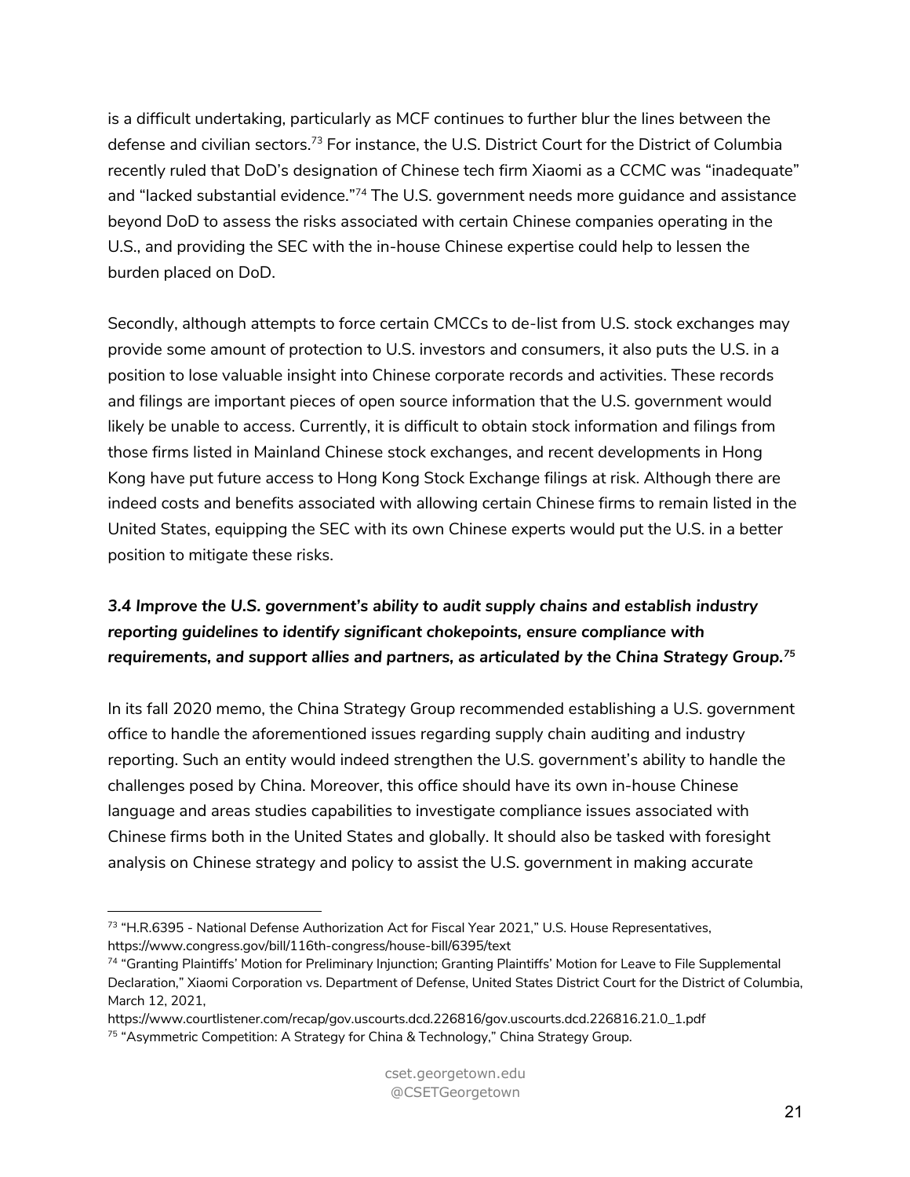is a difficult undertaking, particularly as MCF continues to further blur the lines between the defense and civilian sectors.[73] For instance, the U.S. District Court for the District of Columbia recently ruled that DoD's designation of Chinese tech firm Xiaomi as a CCMC was "inadequate" and "lacked substantial evidence."[74] The U.S. government needs more guidance and assistance beyond DoD to assess the risks associated with certain Chinese companies operating in the U.S., and providing the SEC with the in-house Chinese expertise could help to lessen the burden placed on DoD.

Secondly, although attempts to force certain CMCCs to de-list from U.S. stock exchanges may provide some amount of protection to U.S. investors and consumers, it also puts the U.S. in a position to lose valuable insight into Chinese corporate records and activities. These records and filings are important pieces of open source information that the U.S. government would likely be unable to access. Currently, it is difficult to obtain stock information and filings from those firms listed in Mainland Chinese stock exchanges, and recent developments in Hong Kong have put future access to Hong Kong Stock Exchange filings at risk. Although there are indeed costs and benefits associated with allowing certain Chinese firms to remain listed in the United States, equipping the SEC with its own Chinese experts would put the U.S. in a better position to mitigate these risks.

### *3.4 Improve the U.S. government's ability to audit supply chains and establish industry reporting guidelines to identify significant chokepoints, ensure compliance with requirements, and support allies and partners, as articulated by the China Strategy Group.[75]*

In its fall 2020 memo, the China Strategy Group recommended establishing a U.S. government office to handle the aforementioned issues regarding supply chain auditing and industry reporting. Such an entity would indeed strengthen the U.S. government's ability to handle the challenges posed by China. Moreover, this office should have its own in-house Chinese language and areas studies capabilities to investigate compliance issues associated with Chinese firms both in the United States and globally. It should also be tasked with foresight analysis on Chinese strategy and policy to assist the U.S. government in making accurate

---

[73] "H.R.6395 - National Defense Authorization Act for Fiscal Year 2021," U.S. House Representatives, https://www.congress.gov/bill/116th-congress/house-bill/6395/text

[74] "Granting Plaintiffs' Motion for Preliminary Injunction; Granting Plaintiffs' Motion for Leave to File Supplemental Declaration," Xiaomi Corporation vs. Department of Defense, United States District Court for the District of Columbia, March 12, 2021, https://www.courtlistener.com/recap/gov.uscourts.dcd.226816/gov.uscourts.dcd.226816.21.0_1.pdf

[75] "Asymmetric Competition: A Strategy for China & Technology," China Strategy Group.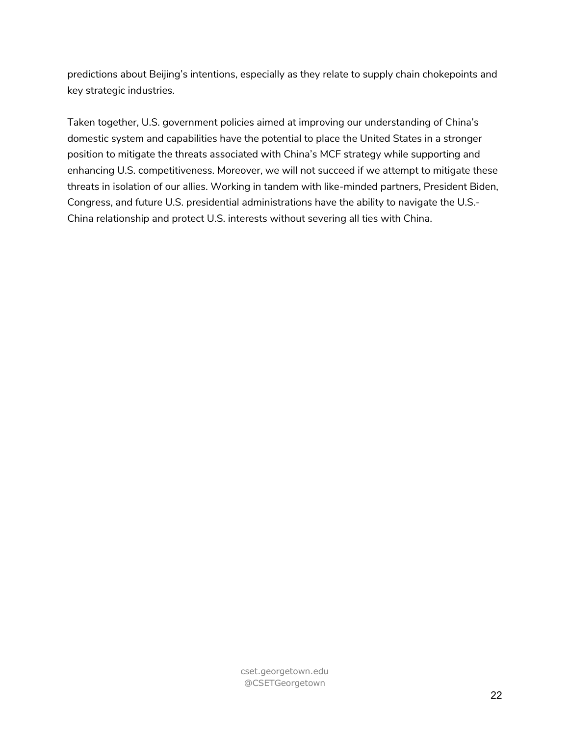predictions about Beijing's intentions, especially as they relate to supply chain chokepoints and key strategic industries.

Taken together, U.S. government policies aimed at improving our understanding of China's domestic system and capabilities have the potential to place the United States in a stronger position to mitigate the threats associated with China's MCF strategy while supporting and enhancing U.S. competitiveness. Moreover, we will not succeed if we attempt to mitigate these threats in isolation of our allies. Working in tandem with like-minded partners, President Biden, Congress, and future U.S. presidential administrations have the ability to navigate the U.S.-China relationship and protect U.S. interests without severing all ties with China.